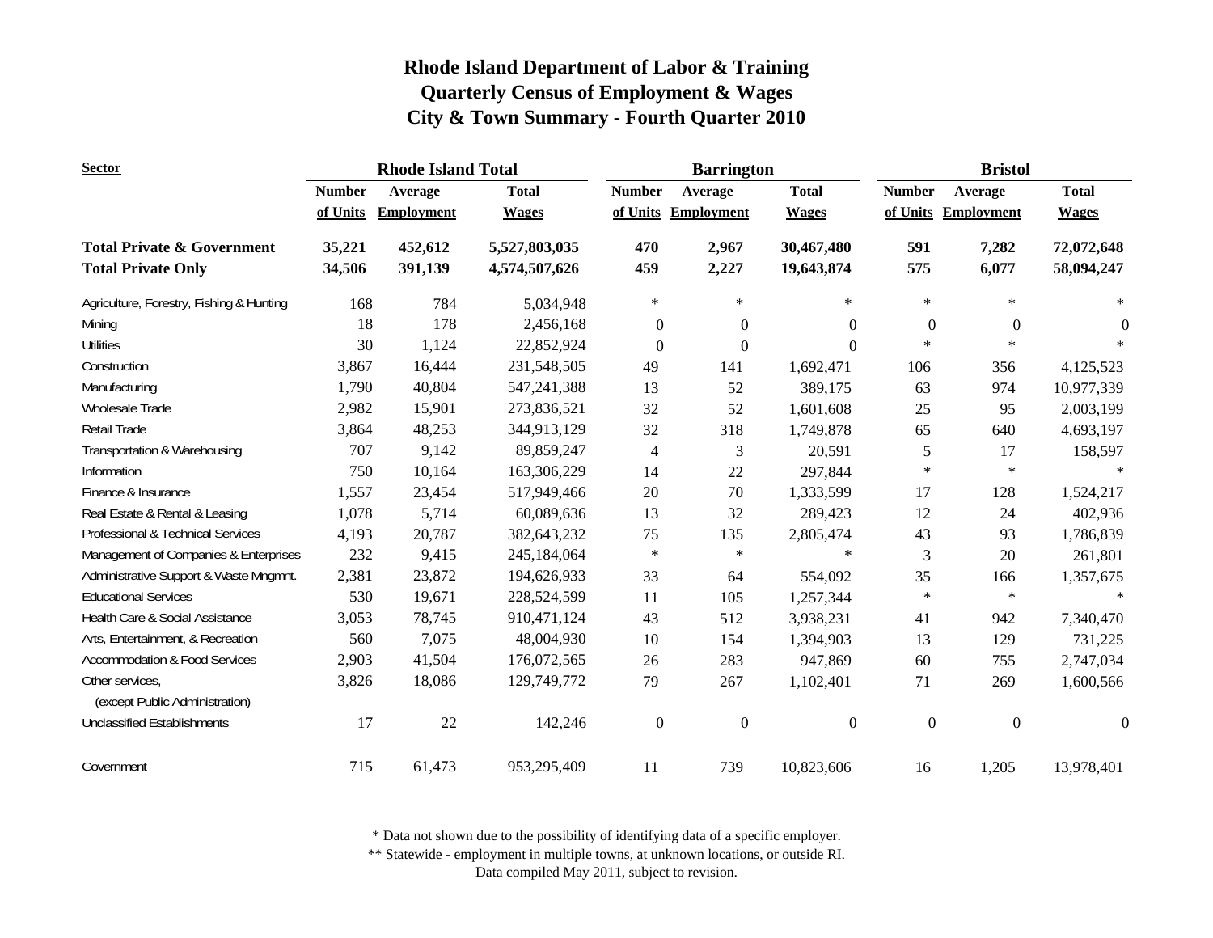# Rhode Island Department of Labor & Training
# Quarterly Census of Employment & Wages
# City & Town Summary - Fourth Quarter 2010

| Sector | Rhode Island Total | | | Barrington | | | Bristol | | |
|---|---|---|---|---|---|---|---|---|---|
| | Number of Units | Average Employment | Total Wages | Number of Units | Average Employment | Total Wages | Number of Units | Average Employment | Total Wages |
| **Total Private & Government** | **35,221** | **452,612** | **5,527,803,035** | **470** | **2,967** | **30,467,480** | **591** | **7,282** | **72,072,648** |
| **Total Private Only** | **34,506** | **391,139** | **4,574,507,626** | **459** | **2,227** | **19,643,874** | **575** | **6,077** | **58,094,247** |
| Agriculture, Forestry, Fishing & Hunting | 168 | 784 | 5,034,948 | * | * | * | * | * | * |
| Mining | 18 | 178 | 2,456,168 | 0 | 0 | 0 | 0 | 0 | 0 |
| Utilities | 30 | 1,124 | 22,852,924 | 0 | 0 | 0 | * | * | * |
| Construction | 3,867 | 16,444 | 231,548,505 | 49 | 141 | 1,692,471 | 106 | 356 | 4,125,523 |
| Manufacturing | 1,790 | 40,804 | 547,241,388 | 13 | 52 | 389,175 | 63 | 974 | 10,977,339 |
| Wholesale Trade | 2,982 | 15,901 | 273,836,521 | 32 | 52 | 1,601,608 | 25 | 95 | 2,003,199 |
| Retail Trade | 3,864 | 48,253 | 344,913,129 | 32 | 318 | 1,749,878 | 65 | 640 | 4,693,197 |
| Transportation & Warehousing | 707 | 9,142 | 89,859,247 | 4 | 3 | 20,591 | 5 | 17 | 158,597 |
| Information | 750 | 10,164 | 163,306,229 | 14 | 22 | 297,844 | * | * | * |
| Finance & Insurance | 1,557 | 23,454 | 517,949,466 | 20 | 70 | 1,333,599 | 17 | 128 | 1,524,217 |
| Real Estate & Rental & Leasing | 1,078 | 5,714 | 60,089,636 | 13 | 32 | 289,423 | 12 | 24 | 402,936 |
| Professional & Technical Services | 4,193 | 20,787 | 382,643,232 | 75 | 135 | 2,805,474 | 43 | 93 | 1,786,839 |
| Management of Companies & Enterprises | 232 | 9,415 | 245,184,064 | * | * | * | 3 | 20 | 261,801 |
| Administrative Support & Waste Mngmnt. | 2,381 | 23,872 | 194,626,933 | 33 | 64 | 554,092 | 35 | 166 | 1,357,675 |
| Educational Services | 530 | 19,671 | 228,524,599 | 11 | 105 | 1,257,344 | * | * | * |
| Health Care & Social Assistance | 3,053 | 78,745 | 910,471,124 | 43 | 512 | 3,938,231 | 41 | 942 | 7,340,470 |
| Arts, Entertainment, & Recreation | 560 | 7,075 | 48,004,930 | 10 | 154 | 1,394,903 | 13 | 129 | 731,225 |
| Accommodation & Food Services | 2,903 | 41,504 | 176,072,565 | 26 | 283 | 947,869 | 60 | 755 | 2,747,034 |
| Other services, (except Public Administration) | 3,826 | 18,086 | 129,749,772 | 79 | 267 | 1,102,401 | 71 | 269 | 1,600,566 |
| Unclassified Establishments | 17 | 22 | 142,246 | 0 | 0 | 0 | 0 | 0 | 0 |
| Government | 715 | 61,473 | 953,295,409 | 11 | 739 | 10,823,606 | 16 | 1,205 | 13,978,401 |

\* Data not shown due to the possibility of identifying data of a specific employer.

\*\* Statewide - employment in multiple towns, at unknown locations, or outside RI.

Data compiled May 2011, subject to revision.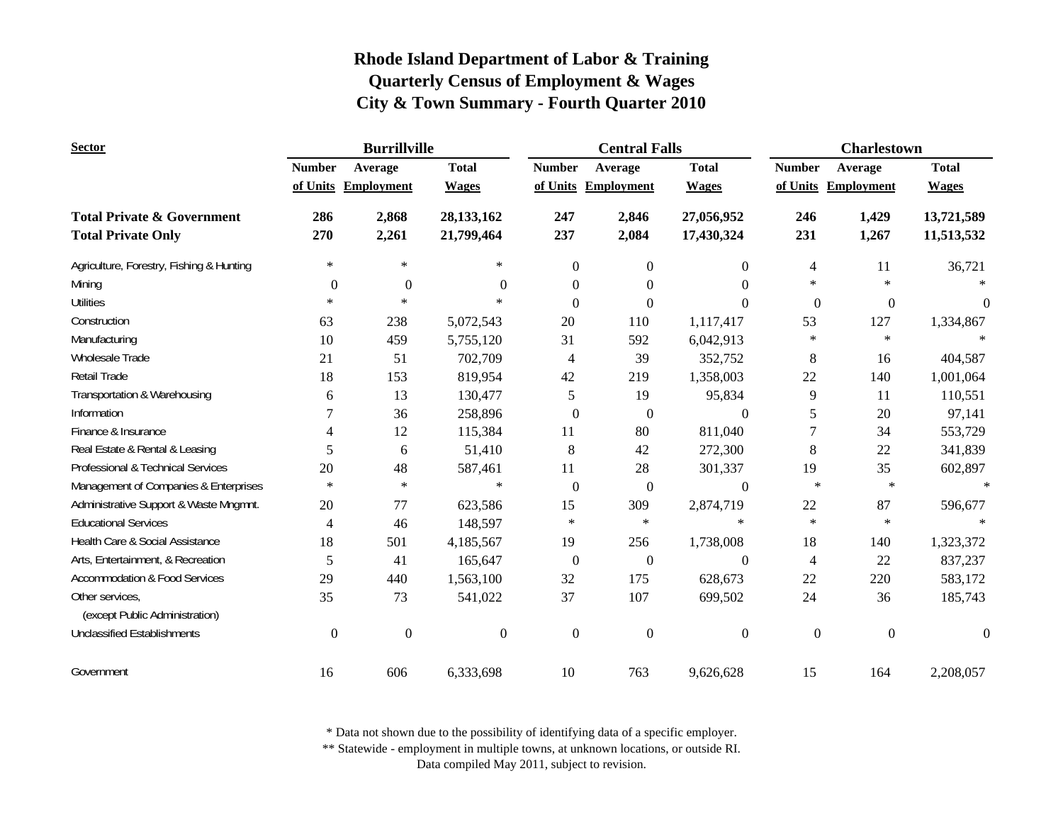# Rhode Island Department of Labor & Training
## Quarterly Census of Employment & Wages
## City & Town Summary - Fourth Quarter 2010

| Sector | Burrillville | | | Central Falls | | | Charlestown | | |
|---|---|---|---|---|---|---|---|---|---|
| | Number of Units | Average Employment | Total Wages | Number of Units | Average Employment | Total Wages | Number of Units | Average Employment | Total Wages |
| **Total Private & Government** | **286** | **2,868** | **28,133,162** | **247** | **2,846** | **27,056,952** | **246** | **1,429** | **13,721,589** |
| **Total Private Only** | **270** | **2,261** | **21,799,464** | **237** | **2,084** | **17,430,324** | **231** | **1,267** | **11,513,532** |
| Agriculture, Forestry, Fishing & Hunting | * | * | * | 0 | 0 | 0 | 4 | 11 | 36,721 |
| Mining | 0 | 0 | 0 | 0 | 0 | 0 | * | * | * |
| Utilities | * | * | * | 0 | 0 | 0 | 0 | 0 | 0 |
| Construction | 63 | 238 | 5,072,543 | 20 | 110 | 1,117,417 | 53 | 127 | 1,334,867 |
| Manufacturing | 10 | 459 | 5,755,120 | 31 | 592 | 6,042,913 | * | * | * |
| Wholesale Trade | 21 | 51 | 702,709 | 4 | 39 | 352,752 | 8 | 16 | 404,587 |
| Retail Trade | 18 | 153 | 819,954 | 42 | 219 | 1,358,003 | 22 | 140 | 1,001,064 |
| Transportation & Warehousing | 6 | 13 | 130,477 | 5 | 19 | 95,834 | 9 | 11 | 110,551 |
| Information | 7 | 36 | 258,896 | 0 | 0 | 0 | 5 | 20 | 97,141 |
| Finance & Insurance | 4 | 12 | 115,384 | 11 | 80 | 811,040 | 7 | 34 | 553,729 |
| Real Estate & Rental & Leasing | 5 | 6 | 51,410 | 8 | 42 | 272,300 | 8 | 22 | 341,839 |
| Professional & Technical Services | 20 | 48 | 587,461 | 11 | 28 | 301,337 | 19 | 35 | 602,897 |
| Management of Companies & Enterprises | * | * | * | 0 | 0 | 0 | * | * | * |
| Administrative Support & Waste Mngmnt. | 20 | 77 | 623,586 | 15 | 309 | 2,874,719 | 22 | 87 | 596,677 |
| Educational Services | 4 | 46 | 148,597 | * | * | * | * | * | * |
| Health Care & Social Assistance | 18 | 501 | 4,185,567 | 19 | 256 | 1,738,008 | 18 | 140 | 1,323,372 |
| Arts, Entertainment, & Recreation | 5 | 41 | 165,647 | 0 | 0 | 0 | 4 | 22 | 837,237 |
| Accommodation & Food Services | 29 | 440 | 1,563,100 | 32 | 175 | 628,673 | 22 | 220 | 583,172 |
| Other services, (except Public Administration) | 35 | 73 | 541,022 | 37 | 107 | 699,502 | 24 | 36 | 185,743 |
| Unclassified Establishments | 0 | 0 | 0 | 0 | 0 | 0 | 0 | 0 | 0 |
| Government | 16 | 606 | 6,333,698 | 10 | 763 | 9,626,628 | 15 | 164 | 2,208,057 |

\* Data not shown due to the possibility of identifying data of a specific employer.

\** Statewide - employment in multiple towns, at unknown locations, or outside RI.

Data compiled May 2011, subject to revision.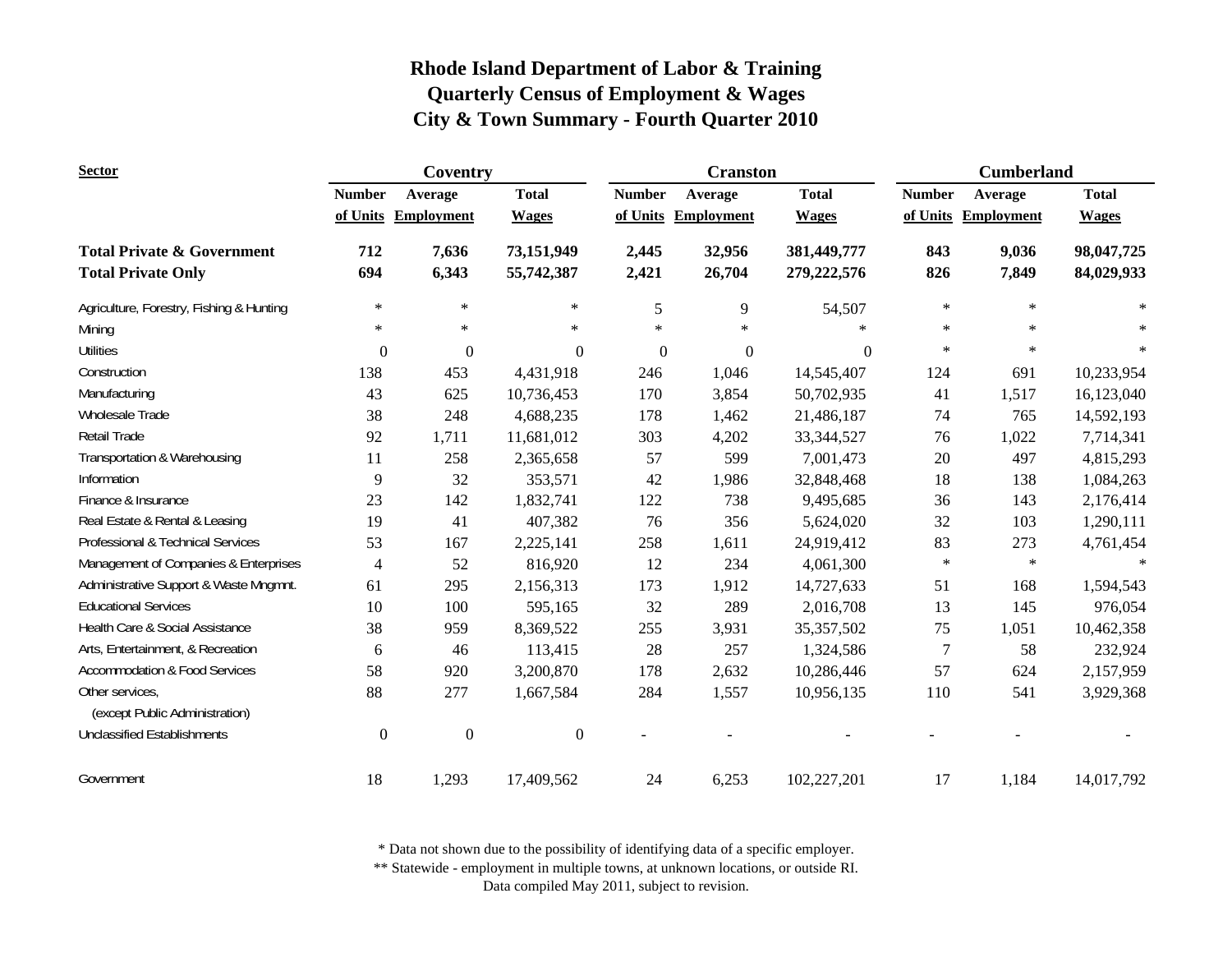# Rhode Island Department of Labor & Training
## Quarterly Census of Employment & Wages
## City & Town Summary - Fourth Quarter 2010

| Sector | Coventry | | | Cranston | | | Cumberland | | |
|---|---|---|---|---|---|---|---|---|---|
| | Number of Units | Average Employment | Total Wages | Number of Units | Average Employment | Total Wages | Number of Units | Average Employment | Total Wages |
| **Total Private & Government** | **712** | **7,636** | **73,151,949** | **2,445** | **32,956** | **381,449,777** | **843** | **9,036** | **98,047,725** |
| **Total Private Only** | **694** | **6,343** | **55,742,387** | **2,421** | **26,704** | **279,222,576** | **826** | **7,849** | **84,029,933** |
| Agriculture, Forestry, Fishing & Hunting | * | * | * | 5 | 9 | 54,507 | * | * | * |
| Mining | * | * | * | * | * | * | * | * | * |
| Utilities | 0 | 0 | 0 | 0 | 0 | 0 | * | * | * |
| Construction | 138 | 453 | 4,431,918 | 246 | 1,046 | 14,545,407 | 124 | 691 | 10,233,954 |
| Manufacturing | 43 | 625 | 10,736,453 | 170 | 3,854 | 50,702,935 | 41 | 1,517 | 16,123,040 |
| Wholesale Trade | 38 | 248 | 4,688,235 | 178 | 1,462 | 21,486,187 | 74 | 765 | 14,592,193 |
| Retail Trade | 92 | 1,711 | 11,681,012 | 303 | 4,202 | 33,344,527 | 76 | 1,022 | 7,714,341 |
| Transportation & Warehousing | 11 | 258 | 2,365,658 | 57 | 599 | 7,001,473 | 20 | 497 | 4,815,293 |
| Information | 9 | 32 | 353,571 | 42 | 1,986 | 32,848,468 | 18 | 138 | 1,084,263 |
| Finance & Insurance | 23 | 142 | 1,832,741 | 122 | 738 | 9,495,685 | 36 | 143 | 2,176,414 |
| Real Estate & Rental & Leasing | 19 | 41 | 407,382 | 76 | 356 | 5,624,020 | 32 | 103 | 1,290,111 |
| Professional & Technical Services | 53 | 167 | 2,225,141 | 258 | 1,611 | 24,919,412 | 83 | 273 | 4,761,454 |
| Management of Companies & Enterprises | 4 | 52 | 816,920 | 12 | 234 | 4,061,300 | * | * | * |
| Administrative Support & Waste Mngmnt. | 61 | 295 | 2,156,313 | 173 | 1,912 | 14,727,633 | 51 | 168 | 1,594,543 |
| Educational Services | 10 | 100 | 595,165 | 32 | 289 | 2,016,708 | 13 | 145 | 976,054 |
| Health Care & Social Assistance | 38 | 959 | 8,369,522 | 255 | 3,931 | 35,357,502 | 75 | 1,051 | 10,462,358 |
| Arts, Entertainment, & Recreation | 6 | 46 | 113,415 | 28 | 257 | 1,324,586 | 7 | 58 | 232,924 |
| Accommodation & Food Services | 58 | 920 | 3,200,870 | 178 | 2,632 | 10,286,446 | 57 | 624 | 2,157,959 |
| Other services, (except Public Administration) | 88 | 277 | 1,667,584 | 284 | 1,557 | 10,956,135 | 110 | 541 | 3,929,368 |
| Unclassified Establishments | 0 | 0 | 0 | - | - | - | - | - | - |
| Government | 18 | 1,293 | 17,409,562 | 24 | 6,253 | 102,227,201 | 17 | 1,184 | 14,017,792 |

* Data not shown due to the possibility of identifying data of a specific employer.
** Statewide - employment in multiple towns, at unknown locations, or outside RI.
Data compiled May 2011, subject to revision.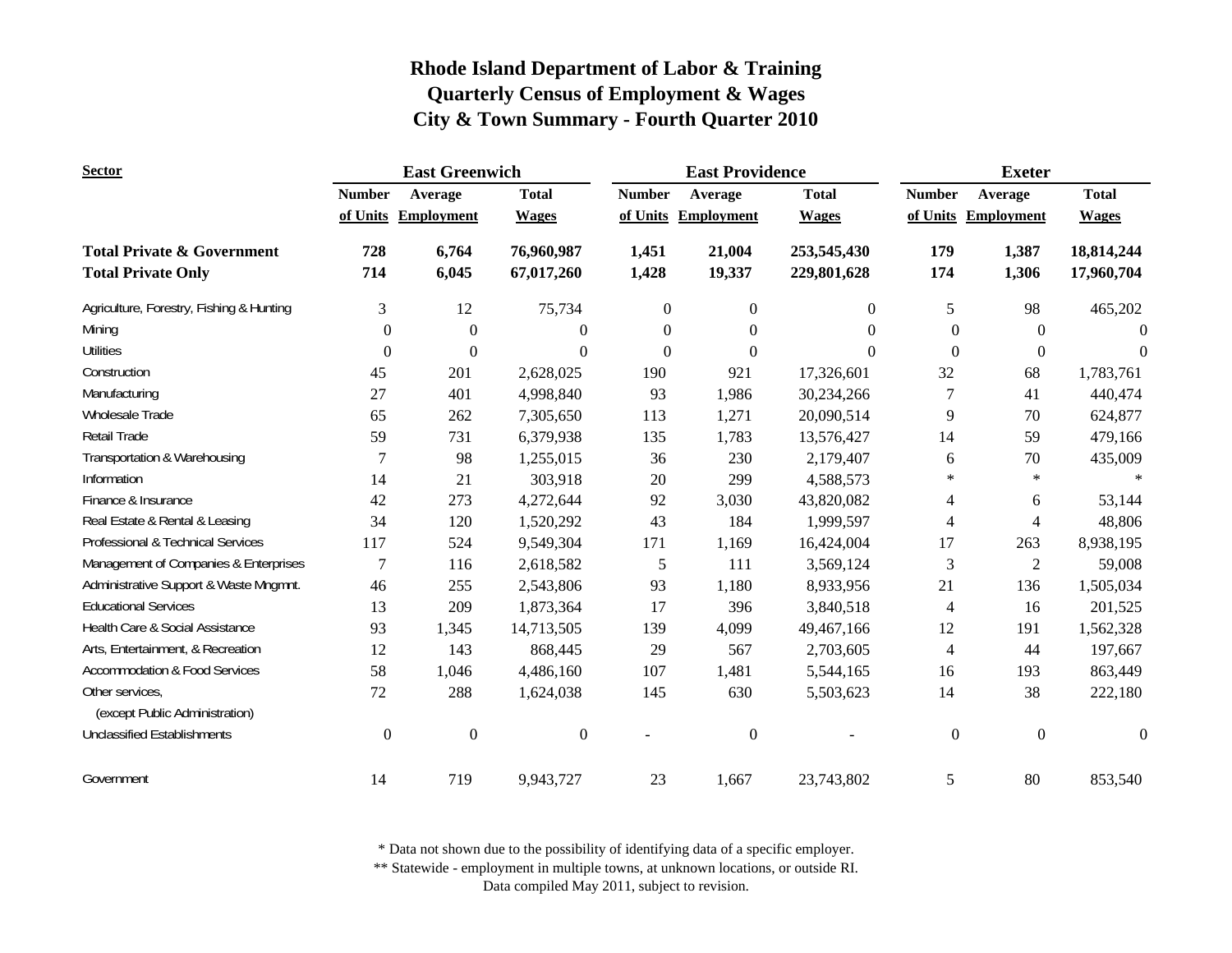# Rhode Island Department of Labor & Training
# Quarterly Census of Employment & Wages
# City & Town Summary - Fourth Quarter 2010

| Sector | East Greenwich | | | East Providence | | | Exeter | | |
|---|---|---|---|---|---|---|---|---|---|
| | Number of Units | Average Employment | Total Wages | Number of Units | Average Employment | Total Wages | Number of Units | Average Employment | Total Wages |
| **Total Private & Government** | **728** | **6,764** | **76,960,987** | **1,451** | **21,004** | **253,545,430** | **179** | **1,387** | **18,814,244** |
| **Total Private Only** | **714** | **6,045** | **67,017,260** | **1,428** | **19,337** | **229,801,628** | **174** | **1,306** | **17,960,704** |
| Agriculture, Forestry, Fishing & Hunting | 3 | 12 | 75,734 | 0 | 0 | 0 | 5 | 98 | 465,202 |
| Mining | 0 | 0 | 0 | 0 | 0 | 0 | 0 | 0 | 0 |
| Utilities | 0 | 0 | 0 | 0 | 0 | 0 | 0 | 0 | 0 |
| Construction | 45 | 201 | 2,628,025 | 190 | 921 | 17,326,601 | 32 | 68 | 1,783,761 |
| Manufacturing | 27 | 401 | 4,998,840 | 93 | 1,986 | 30,234,266 | 7 | 41 | 440,474 |
| Wholesale Trade | 65 | 262 | 7,305,650 | 113 | 1,271 | 20,090,514 | 9 | 70 | 624,877 |
| Retail Trade | 59 | 731 | 6,379,938 | 135 | 1,783 | 13,576,427 | 14 | 59 | 479,166 |
| Transportation & Warehousing | 7 | 98 | 1,255,015 | 36 | 230 | 2,179,407 | 6 | 70 | 435,009 |
| Information | 14 | 21 | 303,918 | 20 | 299 | 4,588,573 | * | * | * |
| Finance & Insurance | 42 | 273 | 4,272,644 | 92 | 3,030 | 43,820,082 | 4 | 6 | 53,144 |
| Real Estate & Rental & Leasing | 34 | 120 | 1,520,292 | 43 | 184 | 1,999,597 | 4 | 4 | 48,806 |
| Professional & Technical Services | 117 | 524 | 9,549,304 | 171 | 1,169 | 16,424,004 | 17 | 263 | 8,938,195 |
| Management of Companies & Enterprises | 7 | 116 | 2,618,582 | 5 | 111 | 3,569,124 | 3 | 2 | 59,008 |
| Administrative Support & Waste Mngmnt. | 46 | 255 | 2,543,806 | 93 | 1,180 | 8,933,956 | 21 | 136 | 1,505,034 |
| Educational Services | 13 | 209 | 1,873,364 | 17 | 396 | 3,840,518 | 4 | 16 | 201,525 |
| Health Care & Social Assistance | 93 | 1,345 | 14,713,505 | 139 | 4,099 | 49,467,166 | 12 | 191 | 1,562,328 |
| Arts, Entertainment, & Recreation | 12 | 143 | 868,445 | 29 | 567 | 2,703,605 | 4 | 44 | 197,667 |
| Accommodation & Food Services | 58 | 1,046 | 4,486,160 | 107 | 1,481 | 5,544,165 | 16 | 193 | 863,449 |
| Other services, (except Public Administration) | 72 | 288 | 1,624,038 | 145 | 630 | 5,503,623 | 14 | 38 | 222,180 |
| Unclassified Establishments | 0 | 0 | 0 | - | 0 | - | 0 | 0 | 0 |
| Government | 14 | 719 | 9,943,727 | 23 | 1,667 | 23,743,802 | 5 | 80 | 853,540 |

\* Data not shown due to the possibility of identifying data of a specific employer.
\*\* Statewide - employment in multiple towns, at unknown locations, or outside RI.
Data compiled May 2011, subject to revision.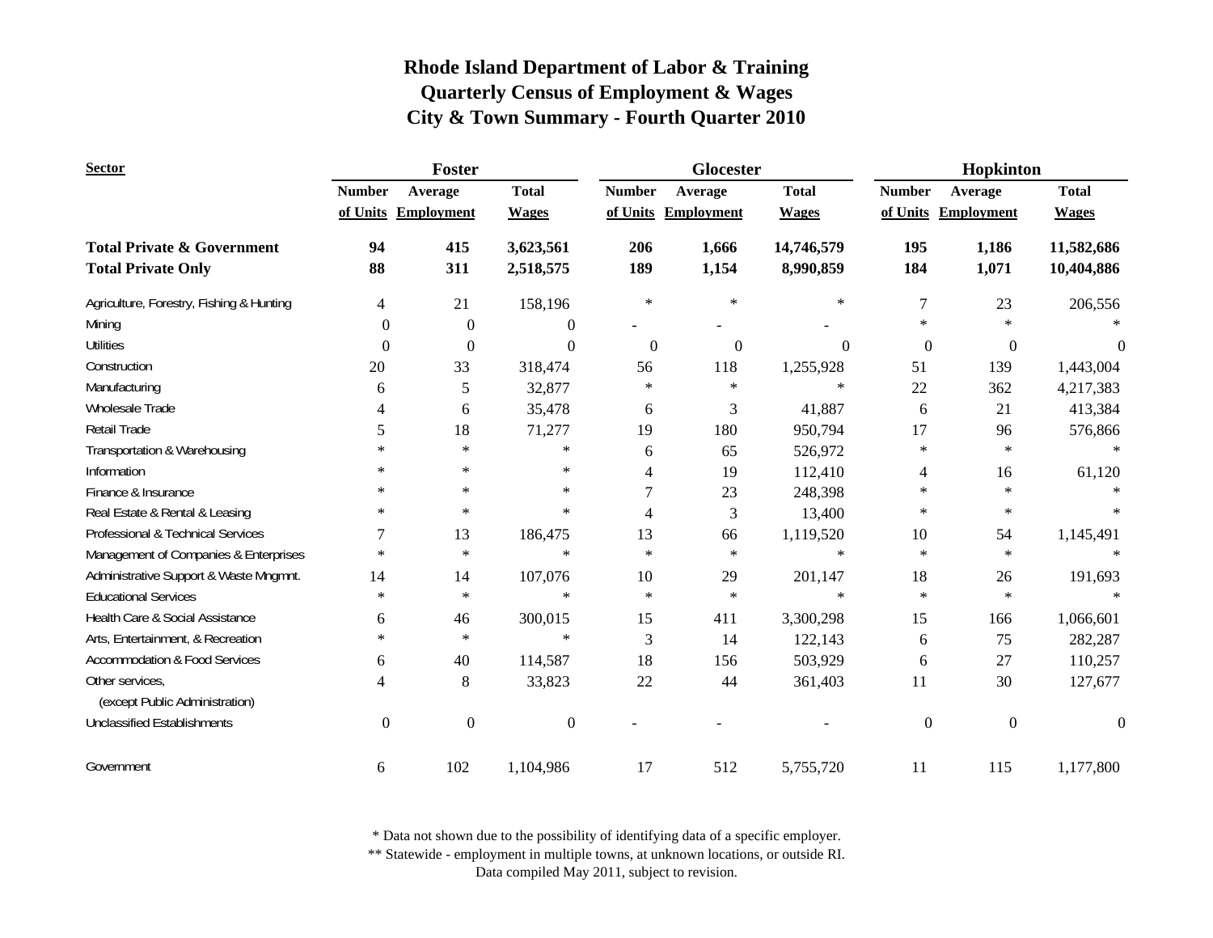# Rhode Island Department of Labor & Training
## Quarterly Census of Employment & Wages
## City & Town Summary - Fourth Quarter 2010

| Sector | Foster | | | Glocester | | | Hopkinton | | |
|---|---|---|---|---|---|---|---|---|---|
| | Number of Units | Average Employment | Total Wages | Number of Units | Average Employment | Total Wages | Number of Units | Average Employment | Total Wages |
| **Total Private & Government** | **94** | **415** | **3,623,561** | **206** | **1,666** | **14,746,579** | **195** | **1,186** | **11,582,686** |
| **Total Private Only** | **88** | **311** | **2,518,575** | **189** | **1,154** | **8,990,859** | **184** | **1,071** | **10,404,886** |
| Agriculture, Forestry, Fishing & Hunting | 4 | 21 | 158,196 | * | * | * | 7 | 23 | 206,556 |
| Mining | 0 | 0 | 0 | - | - | - | * | * | * |
| Utilities | 0 | 0 | 0 | 0 | 0 | 0 | 0 | 0 | 0 |
| Construction | 20 | 33 | 318,474 | 56 | 118 | 1,255,928 | 51 | 139 | 1,443,004 |
| Manufacturing | 6 | 5 | 32,877 | * | * | * | 22 | 362 | 4,217,383 |
| Wholesale Trade | 4 | 6 | 35,478 | 6 | 3 | 41,887 | 6 | 21 | 413,384 |
| Retail Trade | 5 | 18 | 71,277 | 19 | 180 | 950,794 | 17 | 96 | 576,866 |
| Transportation & Warehousing | * | * | * | 6 | 65 | 526,972 | * | * | * |
| Information | * | * | * | 4 | 19 | 112,410 | 4 | 16 | 61,120 |
| Finance & Insurance | * | * | * | 7 | 23 | 248,398 | * | * | * |
| Real Estate & Rental & Leasing | * | * | * | 4 | 3 | 13,400 | * | * | * |
| Professional & Technical Services | 7 | 13 | 186,475 | 13 | 66 | 1,119,520 | 10 | 54 | 1,145,491 |
| Management of Companies & Enterprises | * | * | * | * | * | * | * | * | * |
| Administrative Support & Waste Mngmnt. | 14 | 14 | 107,076 | 10 | 29 | 201,147 | 18 | 26 | 191,693 |
| Educational Services | * | * | * | * | * | * | * | * | * |
| Health Care & Social Assistance | 6 | 46 | 300,015 | 15 | 411 | 3,300,298 | 15 | 166 | 1,066,601 |
| Arts, Entertainment, & Recreation | * | * | * | 3 | 14 | 122,143 | 6 | 75 | 282,287 |
| Accommodation & Food Services | 6 | 40 | 114,587 | 18 | 156 | 503,929 | 6 | 27 | 110,257 |
| Other services, (except Public Administration) | 4 | 8 | 33,823 | 22 | 44 | 361,403 | 11 | 30 | 127,677 |
| Unclassified Establishments | 0 | 0 | 0 | - | - | - | 0 | 0 | 0 |
| Government | 6 | 102 | 1,104,986 | 17 | 512 | 5,755,720 | 11 | 115 | 1,177,800 |

\* Data not shown due to the possibility of identifying data of a specific employer.
\** Statewide - employment in multiple towns, at unknown locations, or outside RI.
Data compiled May 2011, subject to revision.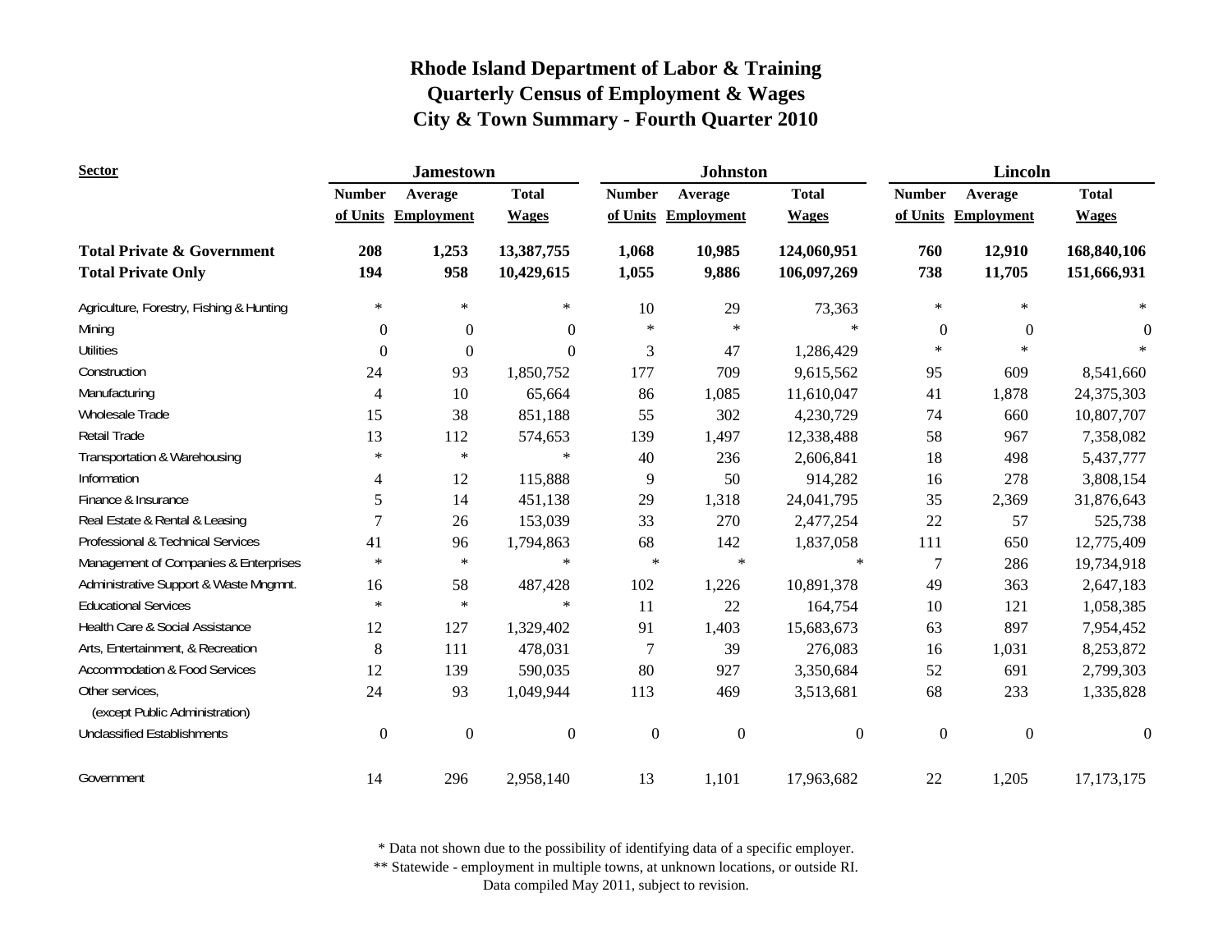# Rhode Island Department of Labor & Training
## Quarterly Census of Employment & Wages
## City & Town Summary - Fourth Quarter 2010

| Sector | Jamestown | | | Johnston | | | Lincoln | | |
|---|---|---|---|---|---|---|---|---|---|
| | Number of Units | Average Employment | Total Wages | Number of Units | Average Employment | Total Wages | Number of Units | Average Employment | Total Wages |
| **Total Private & Government** | **208** | **1,253** | **13,387,755** | **1,068** | **10,985** | **124,060,951** | **760** | **12,910** | **168,840,106** |
| **Total Private Only** | **194** | **958** | **10,429,615** | **1,055** | **9,886** | **106,097,269** | **738** | **11,705** | **151,666,931** |
| Agriculture, Forestry, Fishing & Hunting | * | * | * | 10 | 29 | 73,363 | * | * | * |
| Mining | 0 | 0 | 0 | * | * | * | 0 | 0 | 0 |
| Utilities | 0 | 0 | 0 | 3 | 47 | 1,286,429 | * | * | * |
| Construction | 24 | 93 | 1,850,752 | 177 | 709 | 9,615,562 | 95 | 609 | 8,541,660 |
| Manufacturing | 4 | 10 | 65,664 | 86 | 1,085 | 11,610,047 | 41 | 1,878 | 24,375,303 |
| Wholesale Trade | 15 | 38 | 851,188 | 55 | 302 | 4,230,729 | 74 | 660 | 10,807,707 |
| Retail Trade | 13 | 112 | 574,653 | 139 | 1,497 | 12,338,488 | 58 | 967 | 7,358,082 |
| Transportation & Warehousing | * | * | * | 40 | 236 | 2,606,841 | 18 | 498 | 5,437,777 |
| Information | 4 | 12 | 115,888 | 9 | 50 | 914,282 | 16 | 278 | 3,808,154 |
| Finance & Insurance | 5 | 14 | 451,138 | 29 | 1,318 | 24,041,795 | 35 | 2,369 | 31,876,643 |
| Real Estate & Rental & Leasing | 7 | 26 | 153,039 | 33 | 270 | 2,477,254 | 22 | 57 | 525,738 |
| Professional & Technical Services | 41 | 96 | 1,794,863 | 68 | 142 | 1,837,058 | 111 | 650 | 12,775,409 |
| Management of Companies & Enterprises | * | * | * | * | * | * | 7 | 286 | 19,734,918 |
| Administrative Support & Waste Mngmnt. | 16 | 58 | 487,428 | 102 | 1,226 | 10,891,378 | 49 | 363 | 2,647,183 |
| Educational Services | * | * | * | 11 | 22 | 164,754 | 10 | 121 | 1,058,385 |
| Health Care & Social Assistance | 12 | 127 | 1,329,402 | 91 | 1,403 | 15,683,673 | 63 | 897 | 7,954,452 |
| Arts, Entertainment, & Recreation | 8 | 111 | 478,031 | 7 | 39 | 276,083 | 16 | 1,031 | 8,253,872 |
| Accommodation & Food Services | 12 | 139 | 590,035 | 80 | 927 | 3,350,684 | 52 | 691 | 2,799,303 |
| Other services, (except Public Administration) | 24 | 93 | 1,049,944 | 113 | 469 | 3,513,681 | 68 | 233 | 1,335,828 |
| Unclassified Establishments | 0 | 0 | 0 | 0 | 0 | 0 | 0 | 0 | 0 |
| Government | 14 | 296 | 2,958,140 | 13 | 1,101 | 17,963,682 | 22 | 1,205 | 17,173,175 |

* Data not shown due to the possibility of identifying data of a specific employer.
** Statewide - employment in multiple towns, at unknown locations, or outside RI.
Data compiled May 2011, subject to revision.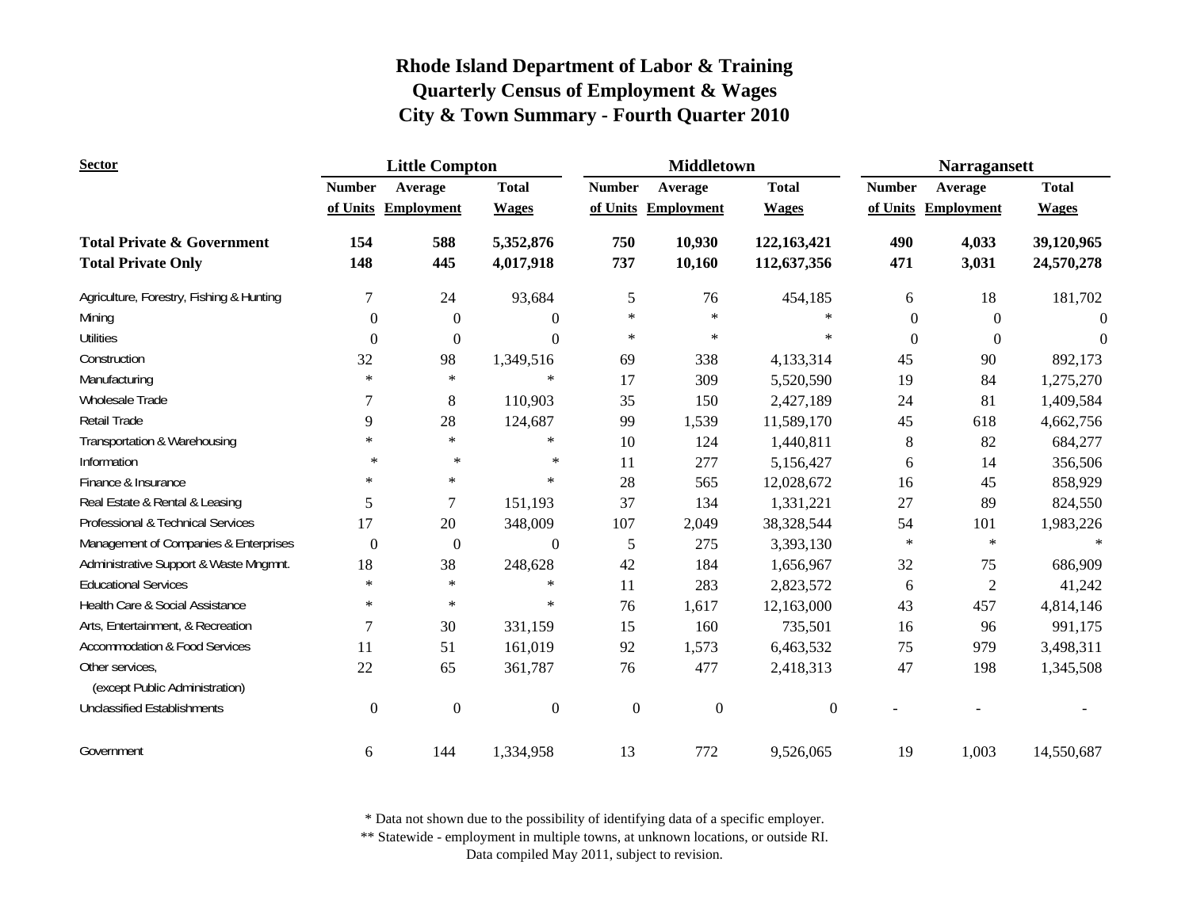# Rhode Island Department of Labor & Training
## Quarterly Census of Employment & Wages
## City & Town Summary - Fourth Quarter 2010

| Sector | Little Compton | | | Middletown | | | Narragansett | | |
|---|---|---|---|---|---|---|---|---|---|
| | Number of Units | Average Employment | Total Wages | Number of Units | Average Employment | Total Wages | Number of Units | Average Employment | Total Wages |
| **Total Private & Government** | **154** | **588** | **5,352,876** | **750** | **10,930** | **122,163,421** | **490** | **4,033** | **39,120,965** |
| **Total Private Only** | **148** | **445** | **4,017,918** | **737** | **10,160** | **112,637,356** | **471** | **3,031** | **24,570,278** |
| Agriculture, Forestry, Fishing & Hunting | 7 | 24 | 93,684 | 5 | 76 | 454,185 | 6 | 18 | 181,702 |
| Mining | 0 | 0 | 0 | * | * | * | 0 | 0 | 0 |
| Utilities | 0 | 0 | 0 | * | * | * | 0 | 0 | 0 |
| Construction | 32 | 98 | 1,349,516 | 69 | 338 | 4,133,314 | 45 | 90 | 892,173 |
| Manufacturing | * | * | * | 17 | 309 | 5,520,590 | 19 | 84 | 1,275,270 |
| Wholesale Trade | 7 | 8 | 110,903 | 35 | 150 | 2,427,189 | 24 | 81 | 1,409,584 |
| Retail Trade | 9 | 28 | 124,687 | 99 | 1,539 | 11,589,170 | 45 | 618 | 4,662,756 |
| Transportation & Warehousing | * | * | * | 10 | 124 | 1,440,811 | 8 | 82 | 684,277 |
| Information | * | * | * | 11 | 277 | 5,156,427 | 6 | 14 | 356,506 |
| Finance & Insurance | * | * | * | 28 | 565 | 12,028,672 | 16 | 45 | 858,929 |
| Real Estate & Rental & Leasing | 5 | 7 | 151,193 | 37 | 134 | 1,331,221 | 27 | 89 | 824,550 |
| Professional & Technical Services | 17 | 20 | 348,009 | 107 | 2,049 | 38,328,544 | 54 | 101 | 1,983,226 |
| Management of Companies & Enterprises | 0 | 0 | 0 | 5 | 275 | 3,393,130 | * | * | * |
| Administrative Support & Waste Mngmnt. | 18 | 38 | 248,628 | 42 | 184 | 1,656,967 | 32 | 75 | 686,909 |
| Educational Services | * | * | * | 11 | 283 | 2,823,572 | 6 | 2 | 41,242 |
| Health Care & Social Assistance | * | * | * | 76 | 1,617 | 12,163,000 | 43 | 457 | 4,814,146 |
| Arts, Entertainment, & Recreation | 7 | 30 | 331,159 | 15 | 160 | 735,501 | 16 | 96 | 991,175 |
| Accommodation & Food Services | 11 | 51 | 161,019 | 92 | 1,573 | 6,463,532 | 75 | 979 | 3,498,311 |
| Other services, (except Public Administration) | 22 | 65 | 361,787 | 76 | 477 | 2,418,313 | 47 | 198 | 1,345,508 |
| Unclassified Establishments | 0 | 0 | 0 | 0 | 0 | 0 | - | - | - |
| Government | 6 | 144 | 1,334,958 | 13 | 772 | 9,526,065 | 19 | 1,003 | 14,550,687 |

* Data not shown due to the possibility of identifying data of a specific employer.

** Statewide - employment in multiple towns, at unknown locations, or outside RI.

Data compiled May 2011, subject to revision.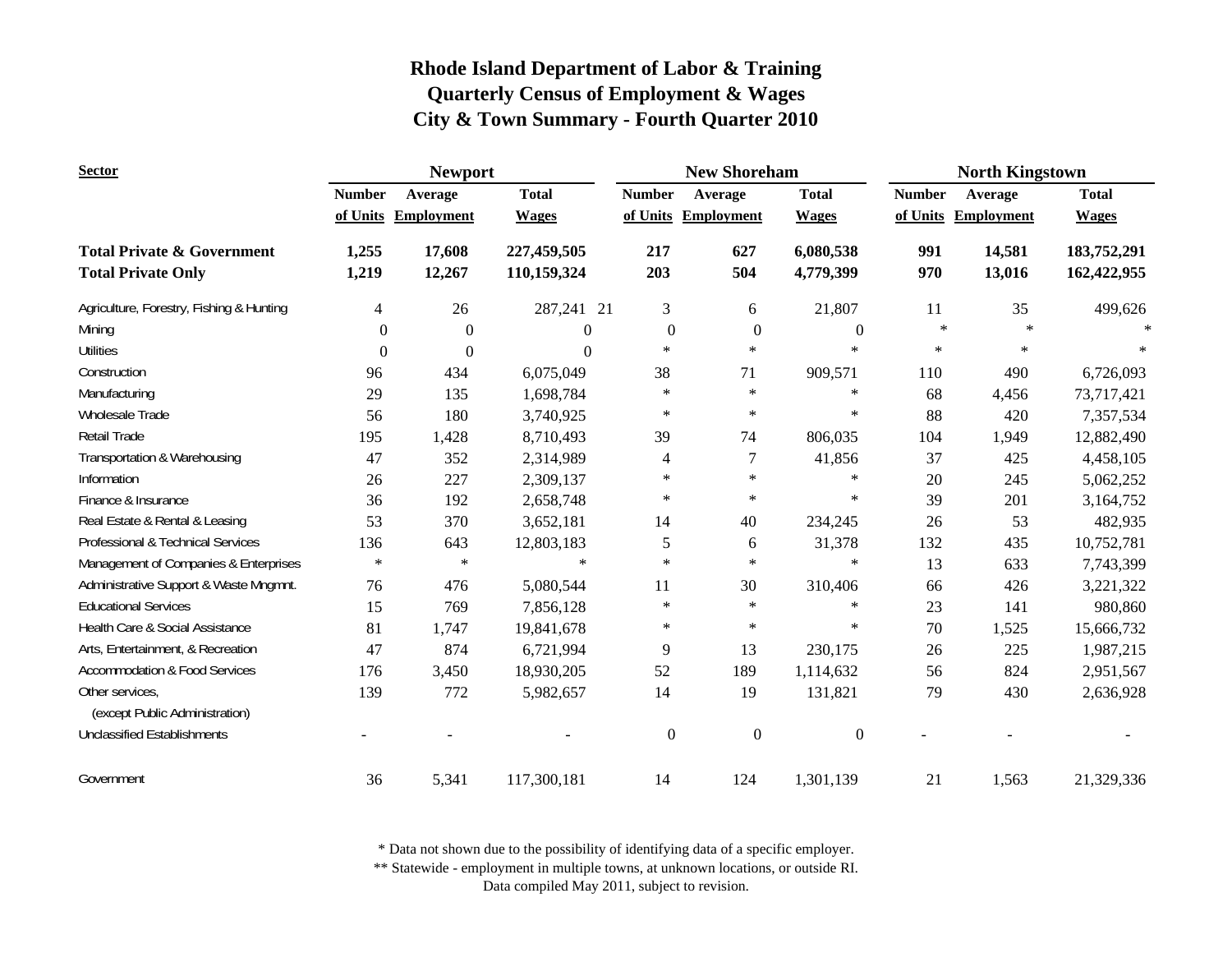# Rhode Island Department of Labor & Training
## Quarterly Census of Employment & Wages
## City & Town Summary - Fourth Quarter 2010

| Sector | Newport | | | New Shoreham | | | North Kingstown | | |
|---|---|---|---|---|---|---|---|---|---|
| | Number of Units | Average Employment | Total Wages | Number of Units | Average Employment | Total Wages | Number of Units | Average Employment | Total Wages |
| **Total Private & Government** | **1,255** | **17,608** | **227,459,505** | **217** | **627** | **6,080,538** | **991** | **14,581** | **183,752,291** |
| **Total Private Only** | **1,219** | **12,267** | **110,159,324** | **203** | **504** | **4,779,399** | **970** | **13,016** | **162,422,955** |
| Agriculture, Forestry, Fishing & Hunting | 4 | 26 | 287,241 21 | 3 | 6 | 21,807 | 11 | 35 | 499,626 |
| Mining | 0 | 0 | 0 | 0 | 0 | 0 | * | * | * |
| Utilities | 0 | 0 | 0 | * | * | * | * | * | * |
| Construction | 96 | 434 | 6,075,049 | 38 | 71 | 909,571 | 110 | 490 | 6,726,093 |
| Manufacturing | 29 | 135 | 1,698,784 | * | * | * | 68 | 4,456 | 73,717,421 |
| Wholesale Trade | 56 | 180 | 3,740,925 | * | * | * | 88 | 420 | 7,357,534 |
| Retail Trade | 195 | 1,428 | 8,710,493 | 39 | 74 | 806,035 | 104 | 1,949 | 12,882,490 |
| Transportation & Warehousing | 47 | 352 | 2,314,989 | 4 | 7 | 41,856 | 37 | 425 | 4,458,105 |
| Information | 26 | 227 | 2,309,137 | * | * | * | 20 | 245 | 5,062,252 |
| Finance & Insurance | 36 | 192 | 2,658,748 | * | * | * | 39 | 201 | 3,164,752 |
| Real Estate & Rental & Leasing | 53 | 370 | 3,652,181 | 14 | 40 | 234,245 | 26 | 53 | 482,935 |
| Professional & Technical Services | 136 | 643 | 12,803,183 | 5 | 6 | 31,378 | 132 | 435 | 10,752,781 |
| Management of Companies & Enterprises | * | * | * | * | * | * | 13 | 633 | 7,743,399 |
| Administrative Support & Waste Mngmnt. | 76 | 476 | 5,080,544 | 11 | 30 | 310,406 | 66 | 426 | 3,221,322 |
| Educational Services | 15 | 769 | 7,856,128 | * | * | * | 23 | 141 | 980,860 |
| Health Care & Social Assistance | 81 | 1,747 | 19,841,678 | * | * | * | 70 | 1,525 | 15,666,732 |
| Arts, Entertainment, & Recreation | 47 | 874 | 6,721,994 | 9 | 13 | 230,175 | 26 | 225 | 1,987,215 |
| Accommodation & Food Services | 176 | 3,450 | 18,930,205 | 52 | 189 | 1,114,632 | 56 | 824 | 2,951,567 |
| Other services, (except Public Administration) | 139 | 772 | 5,982,657 | 14 | 19 | 131,821 | 79 | 430 | 2,636,928 |
| Unclassified Establishments | - | - | - | 0 | 0 | 0 | - | - | - |
| Government | 36 | 5,341 | 117,300,181 | 14 | 124 | 1,301,139 | 21 | 1,563 | 21,329,336 |

\* Data not shown due to the possibility of identifying data of a specific employer.
\*\* Statewide - employment in multiple towns, at unknown locations, or outside RI.
Data compiled May 2011, subject to revision.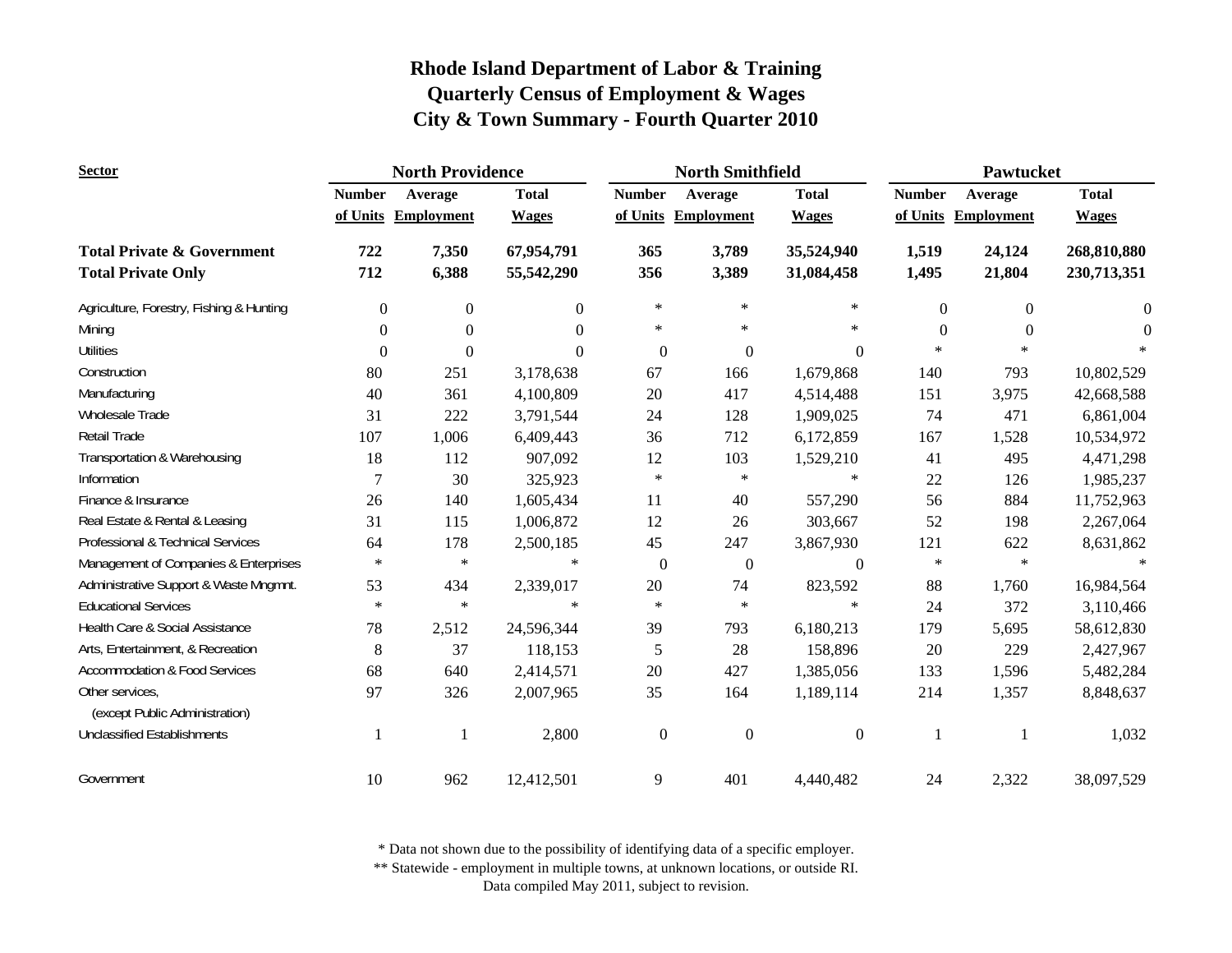# Rhode Island Department of Labor & Training
## Quarterly Census of Employment & Wages
## City & Town Summary - Fourth Quarter 2010

| Sector | North Providence | | | North Smithfield | | | Pawtucket | | |
|---|---|---|---|---|---|---|---|---|---|
| | Number of Units | Average Employment | Total Wages | Number of Units | Average Employment | Total Wages | Number of Units | Average Employment | Total Wages |
| **Total Private & Government** | **722** | **7,350** | **67,954,791** | **365** | **3,789** | **35,524,940** | **1,519** | **24,124** | **268,810,880** |
| **Total Private Only** | **712** | **6,388** | **55,542,290** | **356** | **3,389** | **31,084,458** | **1,495** | **21,804** | **230,713,351** |
| Agriculture, Forestry, Fishing & Hunting | 0 | 0 | 0 | * | * | * | 0 | 0 | 0 |
| Mining | 0 | 0 | 0 | * | * | * | 0 | 0 | 0 |
| Utilities | 0 | 0 | 0 | 0 | 0 | 0 | * | * | * |
| Construction | 80 | 251 | 3,178,638 | 67 | 166 | 1,679,868 | 140 | 793 | 10,802,529 |
| Manufacturing | 40 | 361 | 4,100,809 | 20 | 417 | 4,514,488 | 151 | 3,975 | 42,668,588 |
| Wholesale Trade | 31 | 222 | 3,791,544 | 24 | 128 | 1,909,025 | 74 | 471 | 6,861,004 |
| Retail Trade | 107 | 1,006 | 6,409,443 | 36 | 712 | 6,172,859 | 167 | 1,528 | 10,534,972 |
| Transportation & Warehousing | 18 | 112 | 907,092 | 12 | 103 | 1,529,210 | 41 | 495 | 4,471,298 |
| Information | 7 | 30 | 325,923 | * | * | * | 22 | 126 | 1,985,237 |
| Finance & Insurance | 26 | 140 | 1,605,434 | 11 | 40 | 557,290 | 56 | 884 | 11,752,963 |
| Real Estate & Rental & Leasing | 31 | 115 | 1,006,872 | 12 | 26 | 303,667 | 52 | 198 | 2,267,064 |
| Professional & Technical Services | 64 | 178 | 2,500,185 | 45 | 247 | 3,867,930 | 121 | 622 | 8,631,862 |
| Management of Companies & Enterprises | * | * | * | 0 | 0 | 0 | * | * | * |
| Administrative Support & Waste Mngmnt. | 53 | 434 | 2,339,017 | 20 | 74 | 823,592 | 88 | 1,760 | 16,984,564 |
| Educational Services | * | * | * | * | * | * | 24 | 372 | 3,110,466 |
| Health Care & Social Assistance | 78 | 2,512 | 24,596,344 | 39 | 793 | 6,180,213 | 179 | 5,695 | 58,612,830 |
| Arts, Entertainment, & Recreation | 8 | 37 | 118,153 | 5 | 28 | 158,896 | 20 | 229 | 2,427,967 |
| Accommodation & Food Services | 68 | 640 | 2,414,571 | 20 | 427 | 1,385,056 | 133 | 1,596 | 5,482,284 |
| Other services, (except Public Administration) | 97 | 326 | 2,007,965 | 35 | 164 | 1,189,114 | 214 | 1,357 | 8,848,637 |
| Unclassified Establishments | 1 | 1 | 2,800 | 0 | 0 | 0 | 1 | 1 | 1,032 |
| Government | 10 | 962 | 12,412,501 | 9 | 401 | 4,440,482 | 24 | 2,322 | 38,097,529 |

* Data not shown due to the possibility of identifying data of a specific employer.
** Statewide - employment in multiple towns, at unknown locations, or outside RI.
Data compiled May 2011, subject to revision.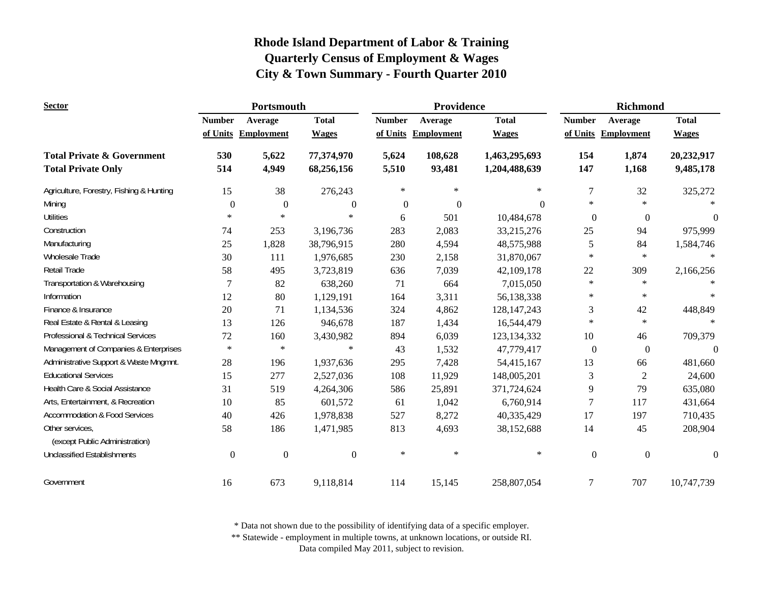# Rhode Island Department of Labor & Training
## Quarterly Census of Employment & Wages
## City & Town Summary - Fourth Quarter 2010

| Sector | Portsmouth | | | Providence | | | Richmond | | |
|---|---|---|---|---|---|---|---|---|---|
| | Number of Units | Average Employment | Total Wages | Number of Units | Average Employment | Total Wages | Number of Units | Average Employment | Total Wages |
| **Total Private & Government** | **530** | **5,622** | **77,374,970** | **5,624** | **108,628** | **1,463,295,693** | **154** | **1,874** | **20,232,917** |
| **Total Private Only** | **514** | **4,949** | **68,256,156** | **5,510** | **93,481** | **1,204,488,639** | **147** | **1,168** | **9,485,178** |
| Agriculture, Forestry, Fishing & Hunting | 15 | 38 | 276,243 | * | * | * | 7 | 32 | 325,272 |
| Mining | 0 | 0 | 0 | 0 | 0 | 0 | * | * | * |
| Utilities | * | * | * | 6 | 501 | 10,484,678 | 0 | 0 | 0 |
| Construction | 74 | 253 | 3,196,736 | 283 | 2,083 | 33,215,276 | 25 | 94 | 975,999 |
| Manufacturing | 25 | 1,828 | 38,796,915 | 280 | 4,594 | 48,575,988 | 5 | 84 | 1,584,746 |
| Wholesale Trade | 30 | 111 | 1,976,685 | 230 | 2,158 | 31,870,067 | * | * | * |
| Retail Trade | 58 | 495 | 3,723,819 | 636 | 7,039 | 42,109,178 | 22 | 309 | 2,166,256 |
| Transportation & Warehousing | 7 | 82 | 638,260 | 71 | 664 | 7,015,050 | * | * | * |
| Information | 12 | 80 | 1,129,191 | 164 | 3,311 | 56,138,338 | * | * | * |
| Finance & Insurance | 20 | 71 | 1,134,536 | 324 | 4,862 | 128,147,243 | 3 | 42 | 448,849 |
| Real Estate & Rental & Leasing | 13 | 126 | 946,678 | 187 | 1,434 | 16,544,479 | * | * | * |
| Professional & Technical Services | 72 | 160 | 3,430,982 | 894 | 6,039 | 123,134,332 | 10 | 46 | 709,379 |
| Management of Companies & Enterprises | * | * | * | 43 | 1,532 | 47,779,417 | 0 | 0 | 0 |
| Administrative Support & Waste Mngmnt. | 28 | 196 | 1,937,636 | 295 | 7,428 | 54,415,167 | 13 | 66 | 481,660 |
| Educational Services | 15 | 277 | 2,527,036 | 108 | 11,929 | 148,005,201 | 3 | 2 | 24,600 |
| Health Care & Social Assistance | 31 | 519 | 4,264,306 | 586 | 25,891 | 371,724,624 | 9 | 79 | 635,080 |
| Arts, Entertainment, & Recreation | 10 | 85 | 601,572 | 61 | 1,042 | 6,760,914 | 7 | 117 | 431,664 |
| Accommodation & Food Services | 40 | 426 | 1,978,838 | 527 | 8,272 | 40,335,429 | 17 | 197 | 710,435 |
| Other services, (except Public Administration) | 58 | 186 | 1,471,985 | 813 | 4,693 | 38,152,688 | 14 | 45 | 208,904 |
| Unclassified Establishments | 0 | 0 | 0 | * | * | * | 0 | 0 | 0 |
| Government | 16 | 673 | 9,118,814 | 114 | 15,145 | 258,807,054 | 7 | 707 | 10,747,739 |

\* Data not shown due to the possibility of identifying data of a specific employer.
\*\* Statewide - employment in multiple towns, at unknown locations, or outside RI.
Data compiled May 2011, subject to revision.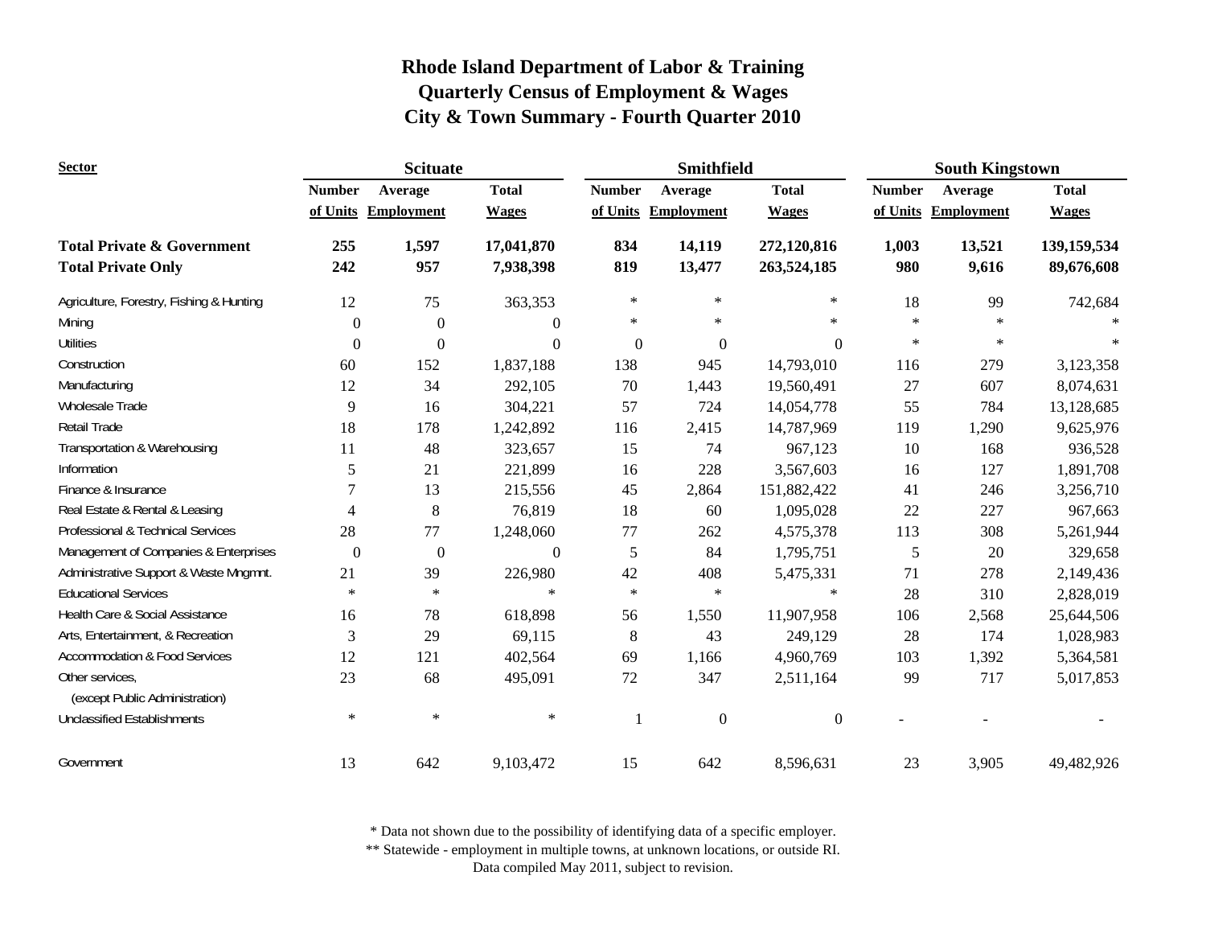# Rhode Island Department of Labor & Training
## Quarterly Census of Employment & Wages
## City & Town Summary - Fourth Quarter 2010

| Sector | Scituate | | | Smithfield | | | South Kingstown | | |
|---|---|---|---|---|---|---|---|---|---|
| | Number of Units | Average Employment | Total Wages | Number of Units | Average Employment | Total Wages | Number of Units | Average Employment | Total Wages |
| **Total Private & Government** | **255** | **1,597** | **17,041,870** | **834** | **14,119** | **272,120,816** | **1,003** | **13,521** | **139,159,534** |
| **Total Private Only** | **242** | **957** | **7,938,398** | **819** | **13,477** | **263,524,185** | **980** | **9,616** | **89,676,608** |
| Agriculture, Forestry, Fishing & Hunting | 12 | 75 | 363,353 | * | * | * | 18 | 99 | 742,684 |
| Mining | 0 | 0 | 0 | * | * | * | * | * | * |
| Utilities | 0 | 0 | 0 | 0 | 0 | 0 | * | * | * |
| Construction | 60 | 152 | 1,837,188 | 138 | 945 | 14,793,010 | 116 | 279 | 3,123,358 |
| Manufacturing | 12 | 34 | 292,105 | 70 | 1,443 | 19,560,491 | 27 | 607 | 8,074,631 |
| Wholesale Trade | 9 | 16 | 304,221 | 57 | 724 | 14,054,778 | 55 | 784 | 13,128,685 |
| Retail Trade | 18 | 178 | 1,242,892 | 116 | 2,415 | 14,787,969 | 119 | 1,290 | 9,625,976 |
| Transportation & Warehousing | 11 | 48 | 323,657 | 15 | 74 | 967,123 | 10 | 168 | 936,528 |
| Information | 5 | 21 | 221,899 | 16 | 228 | 3,567,603 | 16 | 127 | 1,891,708 |
| Finance & Insurance | 7 | 13 | 215,556 | 45 | 2,864 | 151,882,422 | 41 | 246 | 3,256,710 |
| Real Estate & Rental & Leasing | 4 | 8 | 76,819 | 18 | 60 | 1,095,028 | 22 | 227 | 967,663 |
| Professional & Technical Services | 28 | 77 | 1,248,060 | 77 | 262 | 4,575,378 | 113 | 308 | 5,261,944 |
| Management of Companies & Enterprises | 0 | 0 | 0 | 5 | 84 | 1,795,751 | 5 | 20 | 329,658 |
| Administrative Support & Waste Mngmnt. | 21 | 39 | 226,980 | 42 | 408 | 5,475,331 | 71 | 278 | 2,149,436 |
| Educational Services | * | * | * | * | * | * | 28 | 310 | 2,828,019 |
| Health Care & Social Assistance | 16 | 78 | 618,898 | 56 | 1,550 | 11,907,958 | 106 | 2,568 | 25,644,506 |
| Arts, Entertainment, & Recreation | 3 | 29 | 69,115 | 8 | 43 | 249,129 | 28 | 174 | 1,028,983 |
| Accommodation & Food Services | 12 | 121 | 402,564 | 69 | 1,166 | 4,960,769 | 103 | 1,392 | 5,364,581 |
| Other services, (except Public Administration) | 23 | 68 | 495,091 | 72 | 347 | 2,511,164 | 99 | 717 | 5,017,853 |
| Unclassified Establishments | * | * | * | 1 | 0 | 0 | - | - | - |
| Government | 13 | 642 | 9,103,472 | 15 | 642 | 8,596,631 | 23 | 3,905 | 49,482,926 |

\* Data not shown due to the possibility of identifying data of a specific employer.
\*\* Statewide - employment in multiple towns, at unknown locations, or outside RI.
Data compiled May 2011, subject to revision.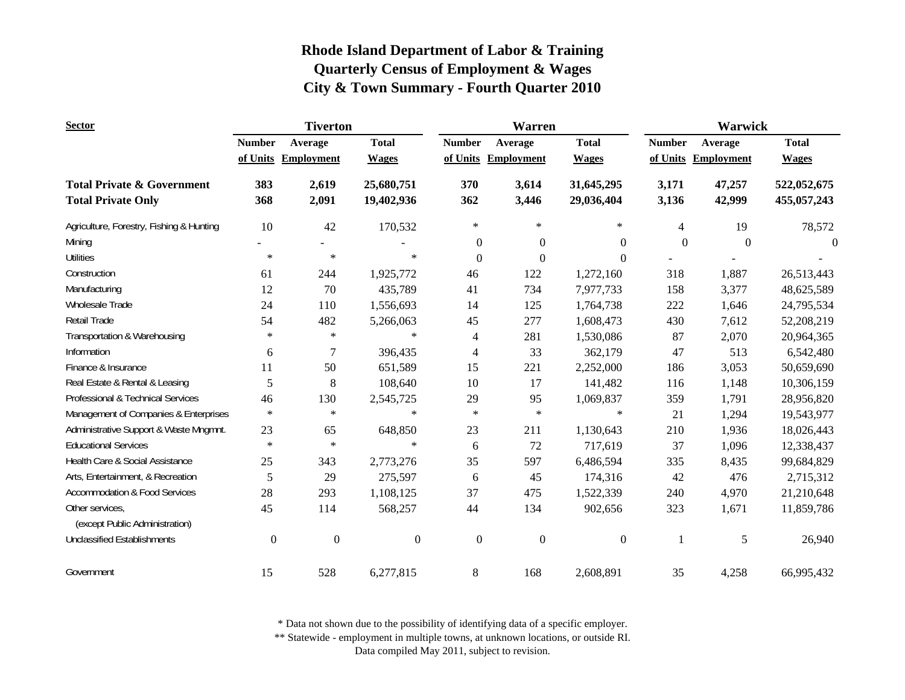# Rhode Island Department of Labor & Training
## Quarterly Census of Employment & Wages
## City & Town Summary - Fourth Quarter 2010

| Sector | Tiverton | | | Warren | | | Warwick | | |
|---|---|---|---|---|---|---|---|---|---|
| | Number of Units | Average Employment | Total Wages | Number of Units | Average Employment | Total Wages | Number of Units | Average Employment | Total Wages |
| **Total Private & Government** | **383** | **2,619** | **25,680,751** | **370** | **3,614** | **31,645,295** | **3,171** | **47,257** | **522,052,675** |
| **Total Private Only** | **368** | **2,091** | **19,402,936** | **362** | **3,446** | **29,036,404** | **3,136** | **42,999** | **455,057,243** |
| Agriculture, Forestry, Fishing & Hunting | 10 | 42 | 170,532 | * | * | * | 4 | 19 | 78,572 |
| Mining | - | - | - | 0 | 0 | 0 | 0 | 0 | 0 |
| Utilities | * | * | * | 0 | 0 | 0 | - | - | - |
| Construction | 61 | 244 | 1,925,772 | 46 | 122 | 1,272,160 | 318 | 1,887 | 26,513,443 |
| Manufacturing | 12 | 70 | 435,789 | 41 | 734 | 7,977,733 | 158 | 3,377 | 48,625,589 |
| Wholesale Trade | 24 | 110 | 1,556,693 | 14 | 125 | 1,764,738 | 222 | 1,646 | 24,795,534 |
| Retail Trade | 54 | 482 | 5,266,063 | 45 | 277 | 1,608,473 | 430 | 7,612 | 52,208,219 |
| Transportation & Warehousing | * | * | * | 4 | 281 | 1,530,086 | 87 | 2,070 | 20,964,365 |
| Information | 6 | 7 | 396,435 | 4 | 33 | 362,179 | 47 | 513 | 6,542,480 |
| Finance & Insurance | 11 | 50 | 651,589 | 15 | 221 | 2,252,000 | 186 | 3,053 | 50,659,690 |
| Real Estate & Rental & Leasing | 5 | 8 | 108,640 | 10 | 17 | 141,482 | 116 | 1,148 | 10,306,159 |
| Professional & Technical Services | 46 | 130 | 2,545,725 | 29 | 95 | 1,069,837 | 359 | 1,791 | 28,956,820 |
| Management of Companies & Enterprises | * | * | * | * | * | * | 21 | 1,294 | 19,543,977 |
| Administrative Support & Waste Mngmnt. | 23 | 65 | 648,850 | 23 | 211 | 1,130,643 | 210 | 1,936 | 18,026,443 |
| Educational Services | * | * | * | 6 | 72 | 717,619 | 37 | 1,096 | 12,338,437 |
| Health Care & Social Assistance | 25 | 343 | 2,773,276 | 35 | 597 | 6,486,594 | 335 | 8,435 | 99,684,829 |
| Arts, Entertainment, & Recreation | 5 | 29 | 275,597 | 6 | 45 | 174,316 | 42 | 476 | 2,715,312 |
| Accommodation & Food Services | 28 | 293 | 1,108,125 | 37 | 475 | 1,522,339 | 240 | 4,970 | 21,210,648 |
| Other services, (except Public Administration) | 45 | 114 | 568,257 | 44 | 134 | 902,656 | 323 | 1,671 | 11,859,786 |
| Unclassified Establishments | 0 | 0 | 0 | 0 | 0 | 0 | 1 | 5 | 26,940 |
| Government | 15 | 528 | 6,277,815 | 8 | 168 | 2,608,891 | 35 | 4,258 | 66,995,432 |

\* Data not shown due to the possibility of identifying data of a specific employer.

\*\* Statewide - employment in multiple towns, at unknown locations, or outside RI.

Data compiled May 2011, subject to revision.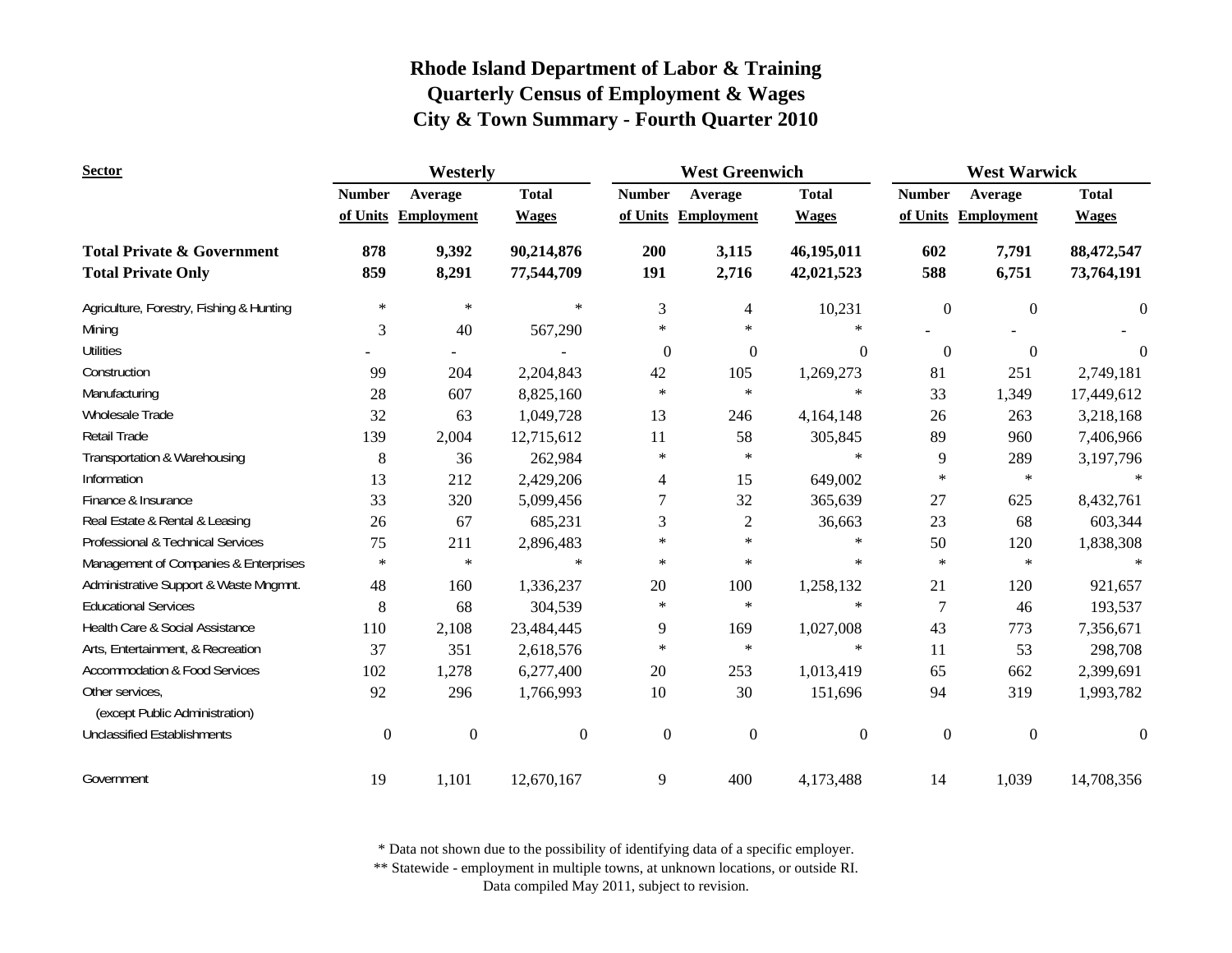# Rhode Island Department of Labor & Training
## Quarterly Census of Employment & Wages
## City & Town Summary - Fourth Quarter 2010

| Sector | Westerly | | | West Greenwich | | | West Warwick | | |
|---|---|---|---|---|---|---|---|---|---|
| | Number of Units | Average Employment | Total Wages | Number of Units | Average Employment | Total Wages | Number of Units | Average Employment | Total Wages |
| **Total Private & Government** | **878** | **9,392** | **90,214,876** | **200** | **3,115** | **46,195,011** | **602** | **7,791** | **88,472,547** |
| **Total Private Only** | **859** | **8,291** | **77,544,709** | **191** | **2,716** | **42,021,523** | **588** | **6,751** | **73,764,191** |
| Agriculture, Forestry, Fishing & Hunting | * | * | * | 3 | 4 | 10,231 | 0 | 0 | 0 |
| Mining | 3 | 40 | 567,290 | * | * | * | - | - | - |
| Utilities | - | - | - | 0 | 0 | 0 | 0 | 0 | 0 |
| Construction | 99 | 204 | 2,204,843 | 42 | 105 | 1,269,273 | 81 | 251 | 2,749,181 |
| Manufacturing | 28 | 607 | 8,825,160 | * | * | * | 33 | 1,349 | 17,449,612 |
| Wholesale Trade | 32 | 63 | 1,049,728 | 13 | 246 | 4,164,148 | 26 | 263 | 3,218,168 |
| Retail Trade | 139 | 2,004 | 12,715,612 | 11 | 58 | 305,845 | 89 | 960 | 7,406,966 |
| Transportation & Warehousing | 8 | 36 | 262,984 | * | * | * | 9 | 289 | 3,197,796 |
| Information | 13 | 212 | 2,429,206 | 4 | 15 | 649,002 | * | * | * |
| Finance & Insurance | 33 | 320 | 5,099,456 | 7 | 32 | 365,639 | 27 | 625 | 8,432,761 |
| Real Estate & Rental & Leasing | 26 | 67 | 685,231 | 3 | 2 | 36,663 | 23 | 68 | 603,344 |
| Professional & Technical Services | 75 | 211 | 2,896,483 | * | * | * | 50 | 120 | 1,838,308 |
| Management of Companies & Enterprises | * | * | * | * | * | * | * | * | * |
| Administrative Support & Waste Mngmnt. | 48 | 160 | 1,336,237 | 20 | 100 | 1,258,132 | 21 | 120 | 921,657 |
| Educational Services | 8 | 68 | 304,539 | * | * | * | 7 | 46 | 193,537 |
| Health Care & Social Assistance | 110 | 2,108 | 23,484,445 | 9 | 169 | 1,027,008 | 43 | 773 | 7,356,671 |
| Arts, Entertainment, & Recreation | 37 | 351 | 2,618,576 | * | * | * | 11 | 53 | 298,708 |
| Accommodation & Food Services | 102 | 1,278 | 6,277,400 | 20 | 253 | 1,013,419 | 65 | 662 | 2,399,691 |
| Other services, (except Public Administration) | 92 | 296 | 1,766,993 | 10 | 30 | 151,696 | 94 | 319 | 1,993,782 |
| Unclassified Establishments | 0 | 0 | 0 | 0 | 0 | 0 | 0 | 0 | 0 |
| Government | 19 | 1,101 | 12,670,167 | 9 | 400 | 4,173,488 | 14 | 1,039 | 14,708,356 |

\* Data not shown due to the possibility of identifying data of a specific employer.
\*\* Statewide - employment in multiple towns, at unknown locations, or outside RI.
Data compiled May 2011, subject to revision.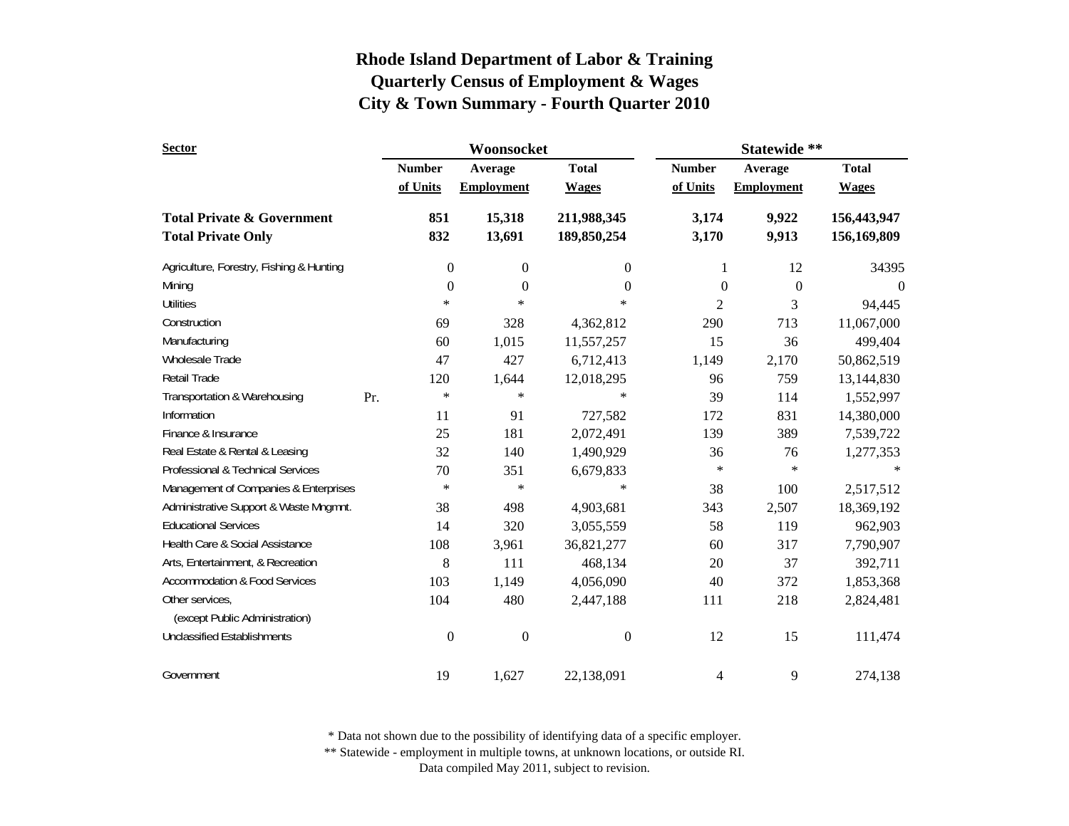# Rhode Island Department of Labor & Training
## Quarterly Census of Employment & Wages
## City & Town Summary - Fourth Quarter 2010

| Sector | | Woonsocket | | | Statewide ** | | |
|---|---|---|---|---|---|---|---|
| | | Number of Units | Average Employment | Total Wages | Number of Units | Average Employment | Total Wages |
| **Total Private & Government** | | **851** | **15,318** | **211,988,345** | **3,174** | **9,922** | **156,443,947** |
| **Total Private Only** | | **832** | **13,691** | **189,850,254** | **3,170** | **9,913** | **156,169,809** |
| Agriculture, Forestry, Fishing & Hunting | | 0 | 0 | 0 | 1 | 12 | 34395 |
| Mining | | 0 | 0 | 0 | 0 | 0 | 0 |
| Utilities | | * | * | * | 2 | 3 | 94,445 |
| Construction | | 69 | 328 | 4,362,812 | 290 | 713 | 11,067,000 |
| Manufacturing | | 60 | 1,015 | 11,557,257 | 15 | 36 | 499,404 |
| Wholesale Trade | | 47 | 427 | 6,712,413 | 1,149 | 2,170 | 50,862,519 |
| Retail Trade | | 120 | 1,644 | 12,018,295 | 96 | 759 | 13,144,830 |
| Transportation & Warehousing | Pr. | * | * | * | 39 | 114 | 1,552,997 |
| Information | | 11 | 91 | 727,582 | 172 | 831 | 14,380,000 |
| Finance & Insurance | | 25 | 181 | 2,072,491 | 139 | 389 | 7,539,722 |
| Real Estate & Rental & Leasing | | 32 | 140 | 1,490,929 | 36 | 76 | 1,277,353 |
| Professional & Technical Services | | 70 | 351 | 6,679,833 | * | * | * |
| Management of Companies & Enterprises | | * | * | * | 38 | 100 | 2,517,512 |
| Administrative Support & Waste Mngmnt. | | 38 | 498 | 4,903,681 | 343 | 2,507 | 18,369,192 |
| Educational Services | | 14 | 320 | 3,055,559 | 58 | 119 | 962,903 |
| Health Care & Social Assistance | | 108 | 3,961 | 36,821,277 | 60 | 317 | 7,790,907 |
| Arts, Entertainment, & Recreation | | 8 | 111 | 468,134 | 20 | 37 | 392,711 |
| Accommodation & Food Services | | 103 | 1,149 | 4,056,090 | 40 | 372 | 1,853,368 |
| Other services, (except Public Administration) | | 104 | 480 | 2,447,188 | 111 | 218 | 2,824,481 |
| Unclassified Establishments | | 0 | 0 | 0 | 12 | 15 | 111,474 |
| Government | | 19 | 1,627 | 22,138,091 | 4 | 9 | 274,138 |

* Data not shown due to the possibility of identifying data of a specific employer.

** Statewide - employment in multiple towns, at unknown locations, or outside RI.

Data compiled May 2011, subject to revision.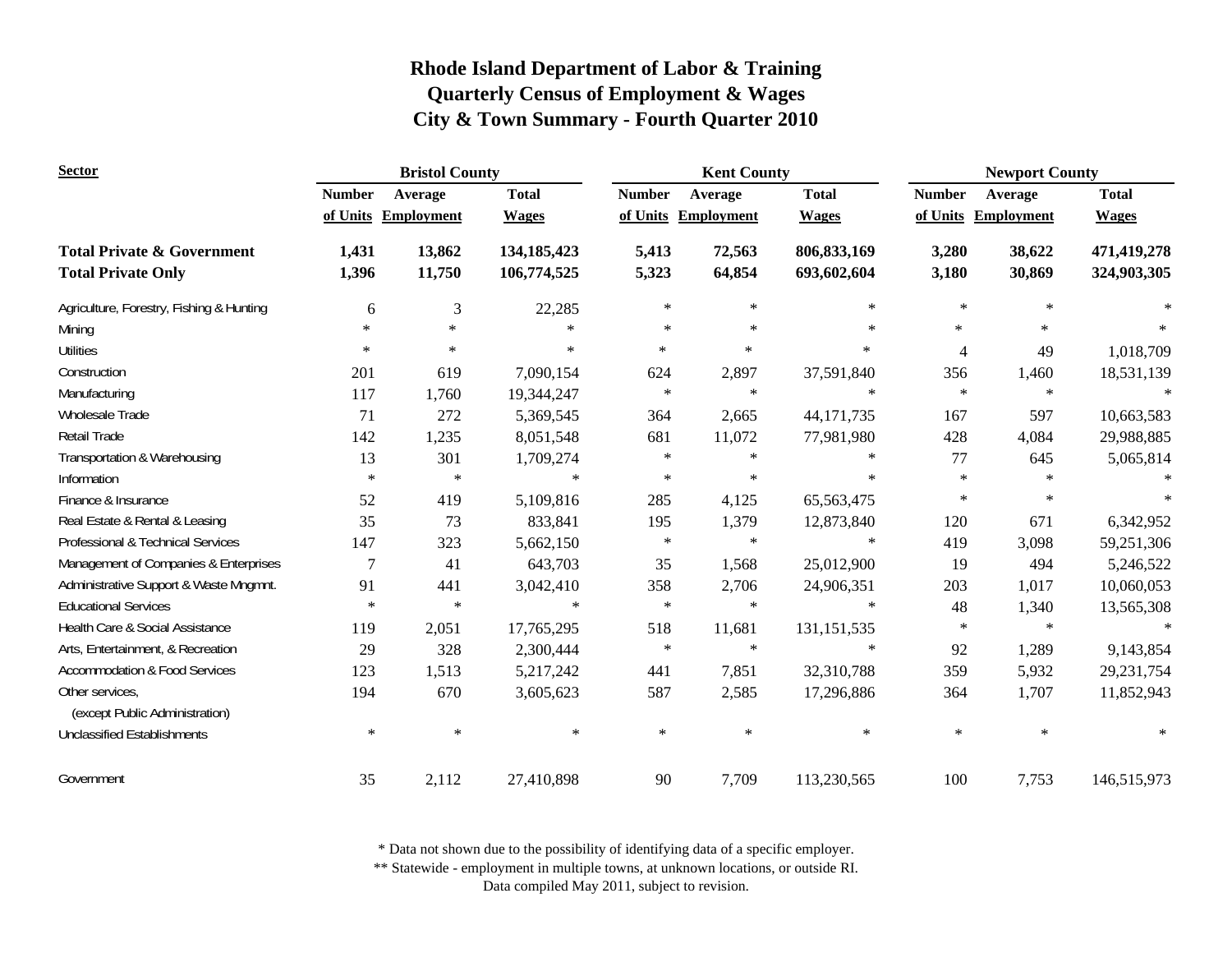# Rhode Island Department of Labor & Training
## Quarterly Census of Employment & Wages
## City & Town Summary - Fourth Quarter 2010

| Sector | Bristol County | | | Kent County | | | Newport County | | |
|---|---|---|---|---|---|---|---|---|---|
| | Number of Units | Average Employment | Total Wages | Number of Units | Average Employment | Total Wages | Number of Units | Average Employment | Total Wages |
| **Total Private & Government** | **1,431** | **13,862** | **134,185,423** | **5,413** | **72,563** | **806,833,169** | **3,280** | **38,622** | **471,419,278** |
| **Total Private Only** | **1,396** | **11,750** | **106,774,525** | **5,323** | **64,854** | **693,602,604** | **3,180** | **30,869** | **324,903,305** |
| Agriculture, Forestry, Fishing & Hunting | 6 | 3 | 22,285 | * | * | * | * | * | * |
| Mining | * | * | * | * | * | * | * | * | * |
| Utilities | * | * | * | * | * | * | 4 | 49 | 1,018,709 |
| Construction | 201 | 619 | 7,090,154 | 624 | 2,897 | 37,591,840 | 356 | 1,460 | 18,531,139 |
| Manufacturing | 117 | 1,760 | 19,344,247 | * | * | * | * | * | * |
| Wholesale Trade | 71 | 272 | 5,369,545 | 364 | 2,665 | 44,171,735 | 167 | 597 | 10,663,583 |
| Retail Trade | 142 | 1,235 | 8,051,548 | 681 | 11,072 | 77,981,980 | 428 | 4,084 | 29,988,885 |
| Transportation & Warehousing | 13 | 301 | 1,709,274 | * | * | * | 77 | 645 | 5,065,814 |
| Information | * | * | * | * | * | * | * | * | * |
| Finance & Insurance | 52 | 419 | 5,109,816 | 285 | 4,125 | 65,563,475 | * | * | * |
| Real Estate & Rental & Leasing | 35 | 73 | 833,841 | 195 | 1,379 | 12,873,840 | 120 | 671 | 6,342,952 |
| Professional & Technical Services | 147 | 323 | 5,662,150 | * | * | * | 419 | 3,098 | 59,251,306 |
| Management of Companies & Enterprises | 7 | 41 | 643,703 | 35 | 1,568 | 25,012,900 | 19 | 494 | 5,246,522 |
| Administrative Support & Waste Mngmnt. | 91 | 441 | 3,042,410 | 358 | 2,706 | 24,906,351 | 203 | 1,017 | 10,060,053 |
| Educational Services | * | * | * | * | * | * | 48 | 1,340 | 13,565,308 |
| Health Care & Social Assistance | 119 | 2,051 | 17,765,295 | 518 | 11,681 | 131,151,535 | * | * | * |
| Arts, Entertainment, & Recreation | 29 | 328 | 2,300,444 | * | * | * | 92 | 1,289 | 9,143,854 |
| Accommodation & Food Services | 123 | 1,513 | 5,217,242 | 441 | 7,851 | 32,310,788 | 359 | 5,932 | 29,231,754 |
| Other services, (except Public Administration) | 194 | 670 | 3,605,623 | 587 | 2,585 | 17,296,886 | 364 | 1,707 | 11,852,943 |
| Unclassified Establishments | * | * | * | * | * | * | * | * | * |
| Government | 35 | 2,112 | 27,410,898 | 90 | 7,709 | 113,230,565 | 100 | 7,753 | 146,515,973 |

* Data not shown due to the possibility of identifying data of a specific employer.

** Statewide - employment in multiple towns, at unknown locations, or outside RI.

Data compiled May 2011, subject to revision.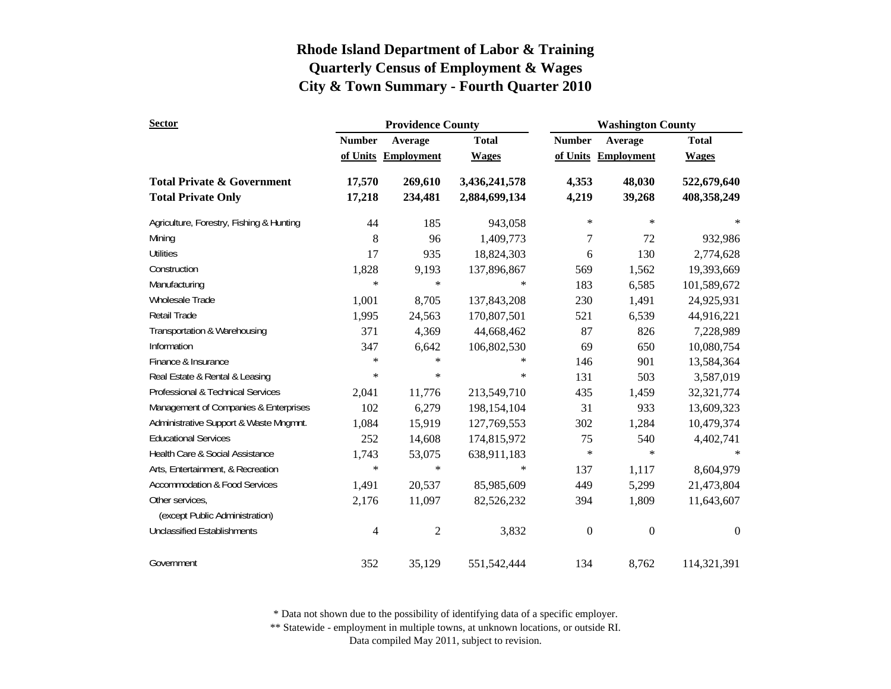# Rhode Island Department of Labor & Training
## Quarterly Census of Employment & Wages
## City & Town Summary - Fourth Quarter 2010

| Sector | Providence County | | | Washington County | | |
|---|---|---|---|---|---|---|
| | Number of Units | Average Employment | Total Wages | Number of Units | Average Employment | Total Wages |
| **Total Private & Government** | **17,570** | **269,610** | **3,436,241,578** | **4,353** | **48,030** | **522,679,640** |
| **Total Private Only** | **17,218** | **234,481** | **2,884,699,134** | **4,219** | **39,268** | **408,358,249** |
| Agriculture, Forestry, Fishing & Hunting | 44 | 185 | 943,058 | * | * | * |
| Mining | 8 | 96 | 1,409,773 | 7 | 72 | 932,986 |
| Utilities | 17 | 935 | 18,824,303 | 6 | 130 | 2,774,628 |
| Construction | 1,828 | 9,193 | 137,896,867 | 569 | 1,562 | 19,393,669 |
| Manufacturing | * | * | * | 183 | 6,585 | 101,589,672 |
| Wholesale Trade | 1,001 | 8,705 | 137,843,208 | 230 | 1,491 | 24,925,931 |
| Retail Trade | 1,995 | 24,563 | 170,807,501 | 521 | 6,539 | 44,916,221 |
| Transportation & Warehousing | 371 | 4,369 | 44,668,462 | 87 | 826 | 7,228,989 |
| Information | 347 | 6,642 | 106,802,530 | 69 | 650 | 10,080,754 |
| Finance & Insurance | * | * | * | 146 | 901 | 13,584,364 |
| Real Estate & Rental & Leasing | * | * | * | 131 | 503 | 3,587,019 |
| Professional & Technical Services | 2,041 | 11,776 | 213,549,710 | 435 | 1,459 | 32,321,774 |
| Management of Companies & Enterprises | 102 | 6,279 | 198,154,104 | 31 | 933 | 13,609,323 |
| Administrative Support & Waste Mngmnt. | 1,084 | 15,919 | 127,769,553 | 302 | 1,284 | 10,479,374 |
| Educational Services | 252 | 14,608 | 174,815,972 | 75 | 540 | 4,402,741 |
| Health Care & Social Assistance | 1,743 | 53,075 | 638,911,183 | * | * | * |
| Arts, Entertainment, & Recreation | * | * | * | 137 | 1,117 | 8,604,979 |
| Accommodation & Food Services | 1,491 | 20,537 | 85,985,609 | 449 | 5,299 | 21,473,804 |
| Other services, (except Public Administration) | 2,176 | 11,097 | 82,526,232 | 394 | 1,809 | 11,643,607 |
| Unclassified Establishments | 4 | 2 | 3,832 | 0 | 0 | 0 |
| Government | 352 | 35,129 | 551,542,444 | 134 | 8,762 | 114,321,391 |

* Data not shown due to the possibility of identifying data of a specific employer.

** Statewide - employment in multiple towns, at unknown locations, or outside RI.

Data compiled May 2011, subject to revision.